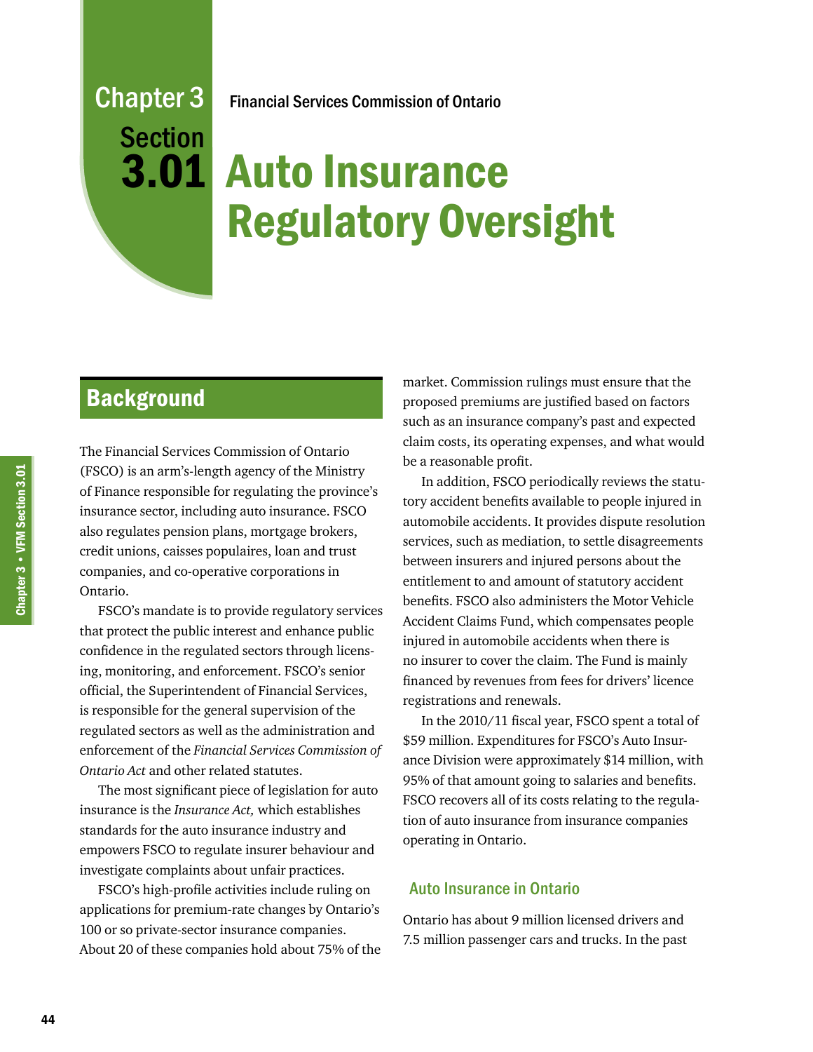Chapter 3 Section 3.01

Financial Services Commission of Ontario

# Auto Insurance Regulatory Oversight

## Background

The Financial Services Commission of Ontario (FSCO) is an arm's-length agency of the Ministry of Finance responsible for regulating the province's insurance sector, including auto insurance. FSCO also regulates pension plans, mortgage brokers, credit unions, caisses populaires, loan and trust companies, and co-operative corporations in Ontario.

FSCO's mandate is to provide regulatory services that protect the public interest and enhance public confidence in the regulated sectors through licensing, monitoring, and enforcement. FSCO's senior official, the Superintendent of Financial Services, is responsible for the general supervision of the regulated sectors as well as the administration and enforcement of the *Financial Services Commission of Ontario Act* and other related statutes.

The most significant piece of legislation for auto insurance is the *Insurance Act,* which establishes standards for the auto insurance industry and empowers FSCO to regulate insurer behaviour and investigate complaints about unfair practices.

FSCO's high-profile activities include ruling on applications for premium-rate changes by Ontario's 100 or so private-sector insurance companies. About 20 of these companies hold about 75% of the market. Commission rulings must ensure that the proposed premiums are justified based on factors such as an insurance company's past and expected claim costs, its operating expenses, and what would be a reasonable profit.

In addition, FSCO periodically reviews the statutory accident benefits available to people injured in automobile accidents. It provides dispute resolution services, such as mediation, to settle disagreements between insurers and injured persons about the entitlement to and amount of statutory accident benefits. FSCO also administers the Motor Vehicle Accident Claims Fund, which compensates people injured in automobile accidents when there is no insurer to cover the claim. The Fund is mainly financed by revenues from fees for drivers' licence registrations and renewals.

In the 2010/11 fiscal year, FSCO spent a total of $59 million. Expenditures for FSCO's Auto Insurance Division were approximately $14 million, with 95% of that amount going to salaries and benefits. FSCO recovers all of its costs relating to the regulation of auto insurance from insurance companies operating in Ontario.

### Auto Insurance in Ontario

Ontario has about 9 million licensed drivers and 7.5 million passenger cars and trucks. In the past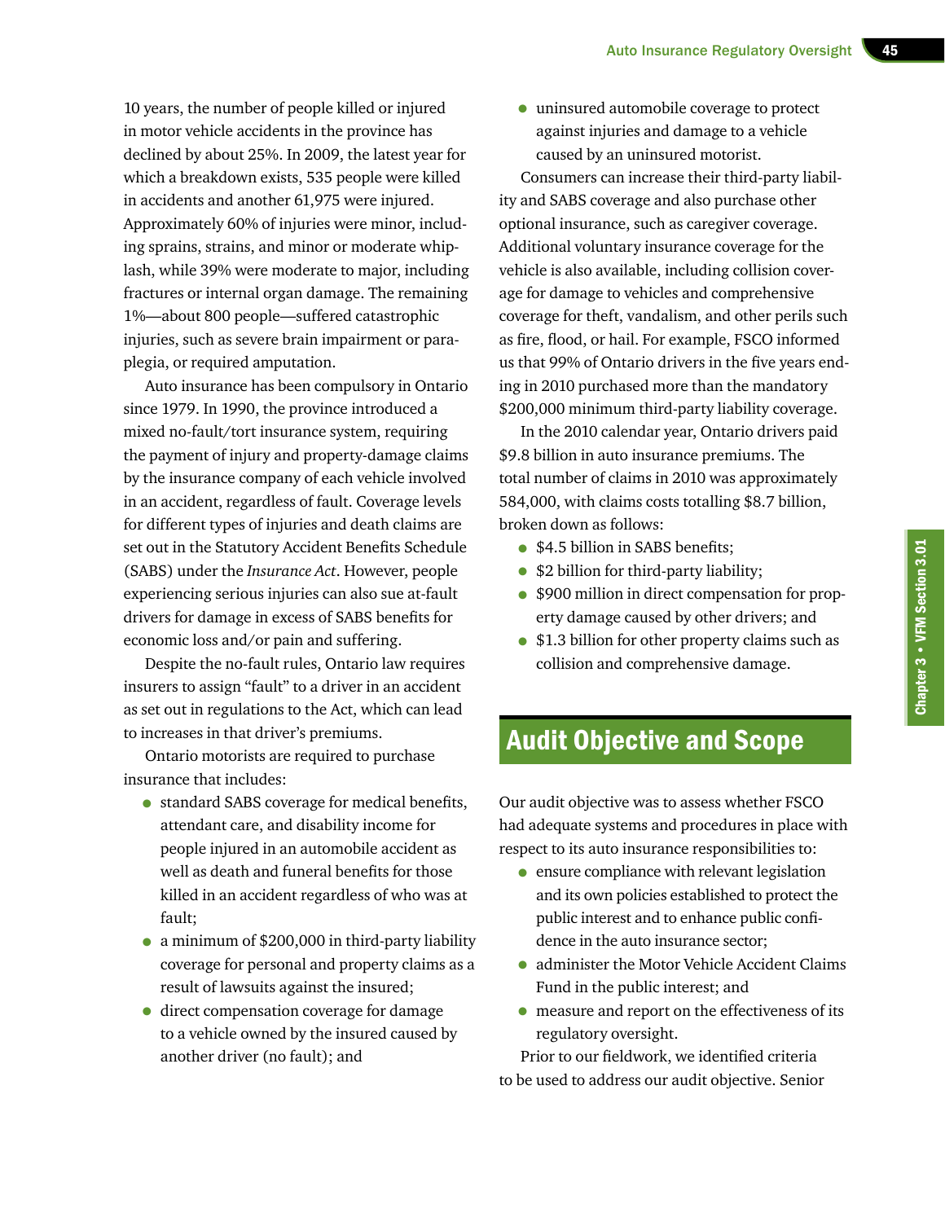10 years, the number of people killed or injured in motor vehicle accidents in the province has declined by about 25%. In 2009, the latest year for which a breakdown exists, 535 people were killed in accidents and another 61,975 were injured. Approximately 60% of injuries were minor, including sprains, strains, and minor or moderate whiplash, while 39% were moderate to major, including fractures or internal organ damage. The remaining 1%—about 800 people—suffered catastrophic injuries, such as severe brain impairment or paraplegia, or required amputation.

Auto insurance has been compulsory in Ontario since 1979. In 1990, the province introduced a mixed no-fault/tort insurance system, requiring the payment of injury and property-damage claims by the insurance company of each vehicle involved in an accident, regardless of fault. Coverage levels for different types of injuries and death claims are set out in the Statutory Accident Benefits Schedule (SABS) under the *Insurance Act*. However, people experiencing serious injuries can also sue at-fault drivers for damage in excess of SABS benefits for economic loss and/or pain and suffering.

Despite the no-fault rules, Ontario law requires insurers to assign "fault" to a driver in an accident as set out in regulations to the Act, which can lead to increases in that driver's premiums.

Ontario motorists are required to purchase insurance that includes:

- standard SABS coverage for medical benefits, attendant care, and disability income for people injured in an automobile accident as well as death and funeral benefits for those killed in an accident regardless of who was at fault;
- a minimum of $200,000 in third-party liability coverage for personal and property claims as a result of lawsuits against the insured;
- direct compensation coverage for damage to a vehicle owned by the insured caused by another driver (no fault); and
- uninsured automobile coverage to protect against injuries and damage to a vehicle caused by an uninsured motorist.

Consumers can increase their third-party liability and SABS coverage and also purchase other optional insurance, such as caregiver coverage. Additional voluntary insurance coverage for the vehicle is also available, including collision coverage for damage to vehicles and comprehensive coverage for theft, vandalism, and other perils such as fire, flood, or hail. For example, FSCO informed us that 99% of Ontario drivers in the five years ending in 2010 purchased more than the mandatory $200,000 minimum third-party liability coverage.

In the 2010 calendar year, Ontario drivers paid $9.8 billion in auto insurance premiums. The total number of claims in 2010 was approximately 584,000, with claims costs totalling $8.7 billion, broken down as follows:

- $4.5 billion in SABS benefits;
- $2 billion for third-party liability;
- $900 million in direct compensation for property damage caused by other drivers; and
- $1.3 billion for other property claims such as collision and comprehensive damage.

## Audit Objective and Scope

Our audit objective was to assess whether FSCO had adequate systems and procedures in place with respect to its auto insurance responsibilities to:

- ensure compliance with relevant legislation and its own policies established to protect the public interest and to enhance public confidence in the auto insurance sector;
- administer the Motor Vehicle Accident Claims Fund in the public interest; and
- measure and report on the effectiveness of its regulatory oversight.

Prior to our fieldwork, we identified criteria to be used to address our audit objective. Senior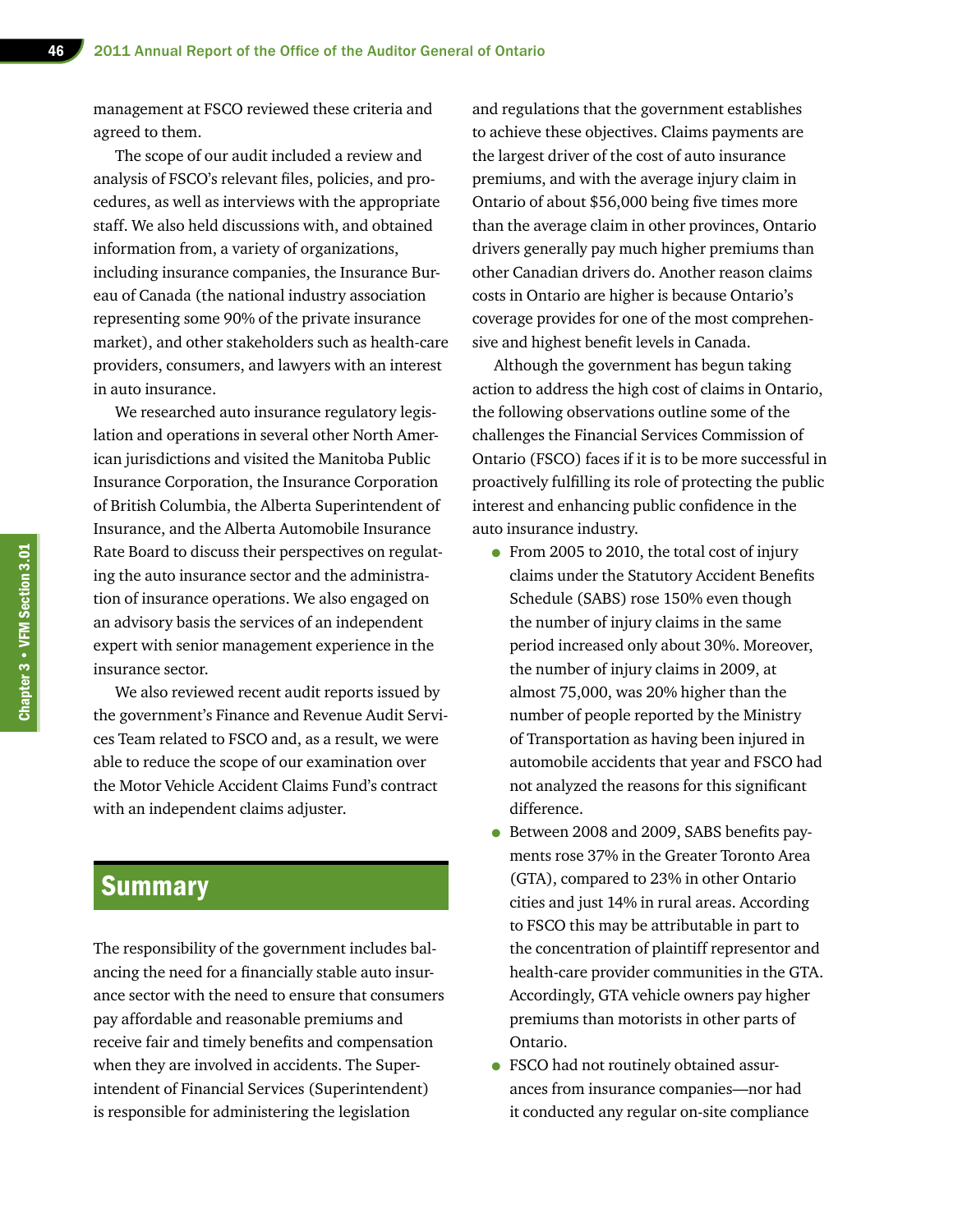management at FSCO reviewed these criteria and agreed to them.

The scope of our audit included a review and analysis of FSCO's relevant files, policies, and procedures, as well as interviews with the appropriate staff. We also held discussions with, and obtained information from, a variety of organizations, including insurance companies, the Insurance Bureau of Canada (the national industry association representing some 90% of the private insurance market), and other stakeholders such as health-care providers, consumers, and lawyers with an interest in auto insurance.

We researched auto insurance regulatory legislation and operations in several other North American jurisdictions and visited the Manitoba Public Insurance Corporation, the Insurance Corporation of British Columbia, the Alberta Superintendent of Insurance, and the Alberta Automobile Insurance Rate Board to discuss their perspectives on regulating the auto insurance sector and the administration of insurance operations. We also engaged on an advisory basis the services of an independent expert with senior management experience in the insurance sector.

We also reviewed recent audit reports issued by the government's Finance and Revenue Audit Services Team related to FSCO and, as a result, we were able to reduce the scope of our examination over the Motor Vehicle Accident Claims Fund's contract with an independent claims adjuster.

## Summary

The responsibility of the government includes balancing the need for a financially stable auto insurance sector with the need to ensure that consumers pay affordable and reasonable premiums and receive fair and timely benefits and compensation when they are involved in accidents. The Superintendent of Financial Services (Superintendent) is responsible for administering the legislation and regulations that the government establishes to achieve these objectives. Claims payments are the largest driver of the cost of auto insurance premiums, and with the average injury claim in Ontario of about $56,000 being five times more than the average claim in other provinces, Ontario drivers generally pay much higher premiums than other Canadian drivers do. Another reason claims costs in Ontario are higher is because Ontario's coverage provides for one of the most comprehensive and highest benefit levels in Canada.

Although the government has begun taking action to address the high cost of claims in Ontario, the following observations outline some of the challenges the Financial Services Commission of Ontario (FSCO) faces if it is to be more successful in proactively fulfilling its role of protecting the public interest and enhancing public confidence in the auto insurance industry.

- From 2005 to 2010, the total cost of injury claims under the Statutory Accident Benefits Schedule (SABS) rose 150% even though the number of injury claims in the same period increased only about 30%. Moreover, the number of injury claims in 2009, at almost 75,000, was 20% higher than the number of people reported by the Ministry of Transportation as having been injured in automobile accidents that year and FSCO had not analyzed the reasons for this significant difference.
- Between 2008 and 2009, SABS benefits payments rose 37% in the Greater Toronto Area (GTA), compared to 23% in other Ontario cities and just 14% in rural areas. According to FSCO this may be attributable in part to the concentration of plaintiff representor and health-care provider communities in the GTA. Accordingly, GTA vehicle owners pay higher premiums than motorists in other parts of Ontario.
- FSCO had not routinely obtained assurances from insurance companies—nor had it conducted any regular on-site compliance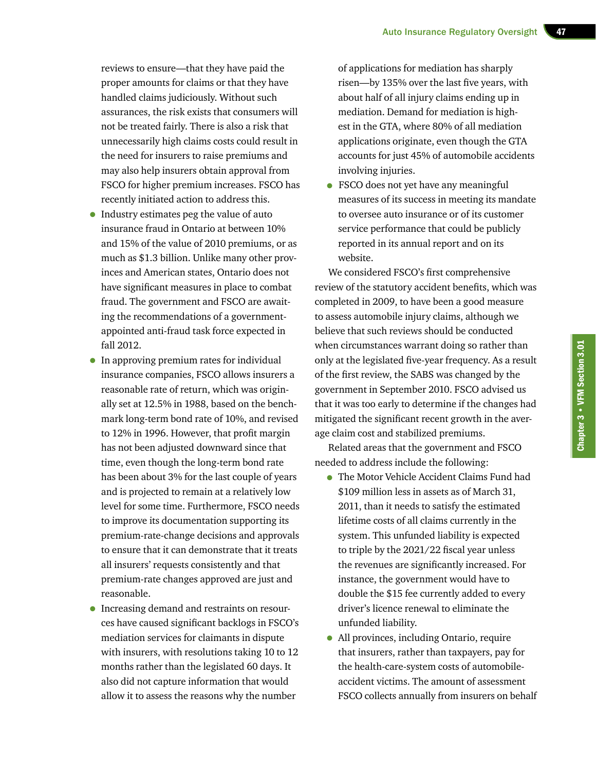reviews to ensure—that they have paid the proper amounts for claims or that they have handled claims judiciously. Without such assurances, the risk exists that consumers will not be treated fairly. There is also a risk that unnecessarily high claims costs could result in the need for insurers to raise premiums and may also help insurers obtain approval from FSCO for higher premium increases. FSCO has recently initiated action to address this.

- Industry estimates peg the value of auto insurance fraud in Ontario at between 10% and 15% of the value of 2010 premiums, or as much as $1.3 billion. Unlike many other provinces and American states, Ontario does not have significant measures in place to combat fraud. The government and FSCO are awaiting the recommendations of a government-appointed anti-fraud task force expected in fall 2012.
- In approving premium rates for individual insurance companies, FSCO allows insurers a reasonable rate of return, which was originally set at 12.5% in 1988, based on the benchmark long-term bond rate of 10%, and revised to 12% in 1996. However, that profit margin has not been adjusted downward since that time, even though the long-term bond rate has been about 3% for the last couple of years and is projected to remain at a relatively low level for some time. Furthermore, FSCO needs to improve its documentation supporting its premium-rate-change decisions and approvals to ensure that it can demonstrate that it treats all insurers' requests consistently and that premium-rate changes approved are just and reasonable.
- Increasing demand and restraints on resources have caused significant backlogs in FSCO's mediation services for claimants in dispute with insurers, with resolutions taking 10 to 12 months rather than the legislated 60 days. It also did not capture information that would allow it to assess the reasons why the number of applications for mediation has sharply risen—by 135% over the last five years, with about half of all injury claims ending up in mediation. Demand for mediation is highest in the GTA, where 80% of all mediation applications originate, even though the GTA accounts for just 45% of automobile accidents involving injuries.
- FSCO does not yet have any meaningful measures of its success in meeting its mandate to oversee auto insurance or of its customer service performance that could be publicly reported in its annual report and on its website.

We considered FSCO's first comprehensive review of the statutory accident benefits, which was completed in 2009, to have been a good measure to assess automobile injury claims, although we believe that such reviews should be conducted when circumstances warrant doing so rather than only at the legislated five-year frequency. As a result of the first review, the SABS was changed by the government in September 2010. FSCO advised us that it was too early to determine if the changes had mitigated the significant recent growth in the average claim cost and stabilized premiums.

Related areas that the government and FSCO needed to address include the following:

- The Motor Vehicle Accident Claims Fund had $109 million less in assets as of March 31, 2011, than it needs to satisfy the estimated lifetime costs of all claims currently in the system. This unfunded liability is expected to triple by the 2021/22 fiscal year unless the revenues are significantly increased. For instance, the government would have to double the $15 fee currently added to every driver's licence renewal to eliminate the unfunded liability.
- All provinces, including Ontario, require that insurers, rather than taxpayers, pay for the health-care-system costs of automobile-accident victims. The amount of assessment FSCO collects annually from insurers on behalf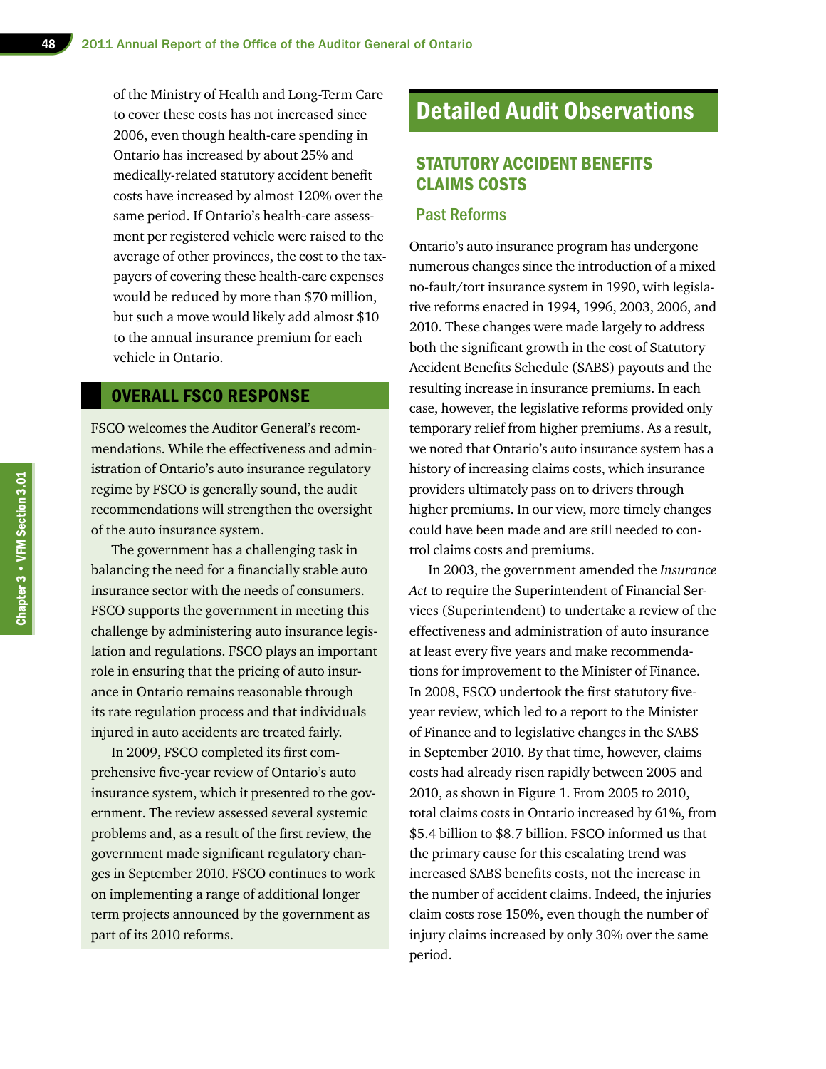of the Ministry of Health and Long-Term Care to cover these costs has not increased since 2006, even though health-care spending in Ontario has increased by about 25% and medically-related statutory accident benefit costs have increased by almost 120% over the same period. If Ontario's health-care assessment per registered vehicle were raised to the average of other provinces, the cost to the taxpayers of covering these health-care expenses would be reduced by more than $70 million, but such a move would likely add almost $10 to the annual insurance premium for each vehicle in Ontario.

## OVERALL FSCO RESPONSE

FSCO welcomes the Auditor General's recommendations. While the effectiveness and administration of Ontario's auto insurance regulatory regime by FSCO is generally sound, the audit recommendations will strengthen the oversight of the auto insurance system.

The government has a challenging task in balancing the need for a financially stable auto insurance sector with the needs of consumers. FSCO supports the government in meeting this challenge by administering auto insurance legislation and regulations. FSCO plays an important role in ensuring that the pricing of auto insurance in Ontario remains reasonable through its rate regulation process and that individuals injured in auto accidents are treated fairly.

In 2009, FSCO completed its first comprehensive five-year review of Ontario's auto insurance system, which it presented to the government. The review assessed several systemic problems and, as a result of the first review, the government made significant regulatory changes in September 2010. FSCO continues to work on implementing a range of additional longer term projects announced by the government as part of its 2010 reforms.

# Detailed Audit Observations

## STATUTORY ACCIDENT BENEFITS CLAIMS COSTS

### Past Reforms

Ontario's auto insurance program has undergone numerous changes since the introduction of a mixed no-fault/tort insurance system in 1990, with legislative reforms enacted in 1994, 1996, 2003, 2006, and 2010. These changes were made largely to address both the significant growth in the cost of Statutory Accident Benefits Schedule (SABS) payouts and the resulting increase in insurance premiums. In each case, however, the legislative reforms provided only temporary relief from higher premiums. As a result, we noted that Ontario's auto insurance system has a history of increasing claims costs, which insurance providers ultimately pass on to drivers through higher premiums. In our view, more timely changes could have been made and are still needed to control claims costs and premiums.

In 2003, the government amended the *Insurance Act* to require the Superintendent of Financial Services (Superintendent) to undertake a review of the effectiveness and administration of auto insurance at least every five years and make recommendations for improvement to the Minister of Finance. In 2008, FSCO undertook the first statutory five-year review, which led to a report to the Minister of Finance and to legislative changes in the SABS in September 2010. By that time, however, claims costs had already risen rapidly between 2005 and 2010, as shown in Figure 1. From 2005 to 2010, total claims costs in Ontario increased by 61%, from $5.4 billion to $8.7 billion. FSCO informed us that the primary cause for this escalating trend was increased SABS benefits costs, not the increase in the number of accident claims. Indeed, the injuries claim costs rose 150%, even though the number of injury claims increased by only 30% over the same period.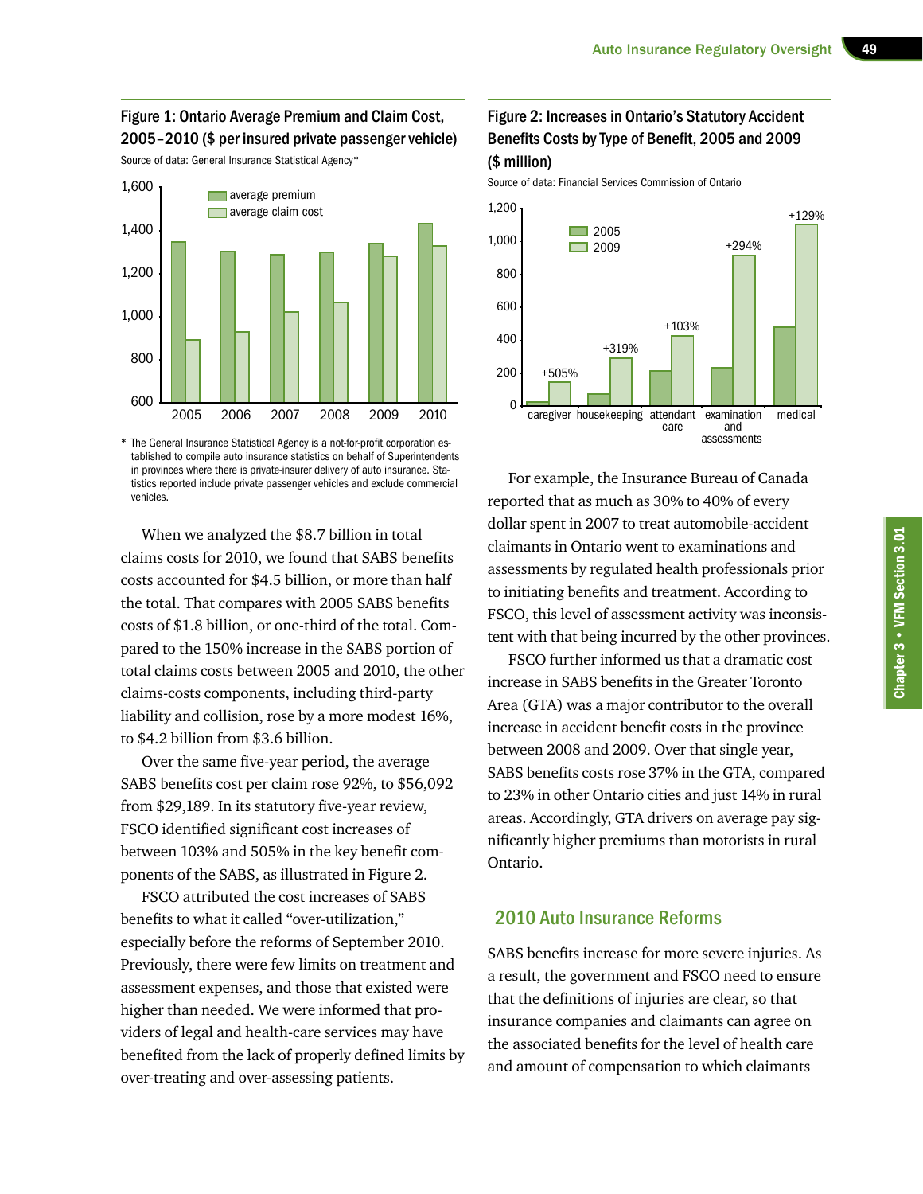Figure 1: Ontario Average Premium and Claim Cost, 2005–2010 ($ per insured private passenger vehicle)

Source of data: General Insurance Statistical Agency*

* The General Insurance Statistical Agency is a not-for-profit corporation established to compile auto insurance statistics on behalf of Superintendents in provinces where there is private-insurer delivery of auto insurance. Statistics reported include private passenger vehicles and exclude commercial vehicles.

When we analyzed the $8.7 billion in total claims costs for 2010, we found that SABS benefits costs accounted for $4.5 billion, or more than half the total. That compares with 2005 SABS benefits costs of $1.8 billion, or one-third of the total. Compared to the 150% increase in the SABS portion of total claims costs between 2005 and 2010, the other claims-costs components, including third-party liability and collision, rose by a more modest 16%, to $4.2 billion from $3.6 billion.

Over the same five-year period, the average SABS benefits cost per claim rose 92%, to $56,092 from $29,189. In its statutory five-year review, FSCO identified significant cost increases of between 103% and 505% in the key benefit components of the SABS, as illustrated in Figure 2.

FSCO attributed the cost increases of SABS benefits to what it called "over-utilization," especially before the reforms of September 2010. Previously, there were few limits on treatment and assessment expenses, and those that existed were higher than needed. We were informed that providers of legal and health-care services may have benefited from the lack of properly defined limits by over-treating and over-assessing patients.

Figure 2: Increases in Ontario's Statutory Accident Benefits Costs by Type of Benefit, 2005 and 2009 ($ million)

Source of data: Financial Services Commission of Ontario

For example, the Insurance Bureau of Canada reported that as much as 30% to 40% of every dollar spent in 2007 to treat automobile-accident claimants in Ontario went to examinations and assessments by regulated health professionals prior to initiating benefits and treatment. According to FSCO, this level of assessment activity was inconsistent with that being incurred by the other provinces.

FSCO further informed us that a dramatic cost increase in SABS benefits in the Greater Toronto Area (GTA) was a major contributor to the overall increase in accident benefit costs in the province between 2008 and 2009. Over that single year, SABS benefits costs rose 37% in the GTA, compared to 23% in other Ontario cities and just 14% in rural areas. Accordingly, GTA drivers on average pay significantly higher premiums than motorists in rural Ontario.

## 2010 Auto Insurance Reforms

SABS benefits increase for more severe injuries. As a result, the government and FSCO need to ensure that the definitions of injuries are clear, so that insurance companies and claimants can agree on the associated benefits for the level of health care and amount of compensation to which claimants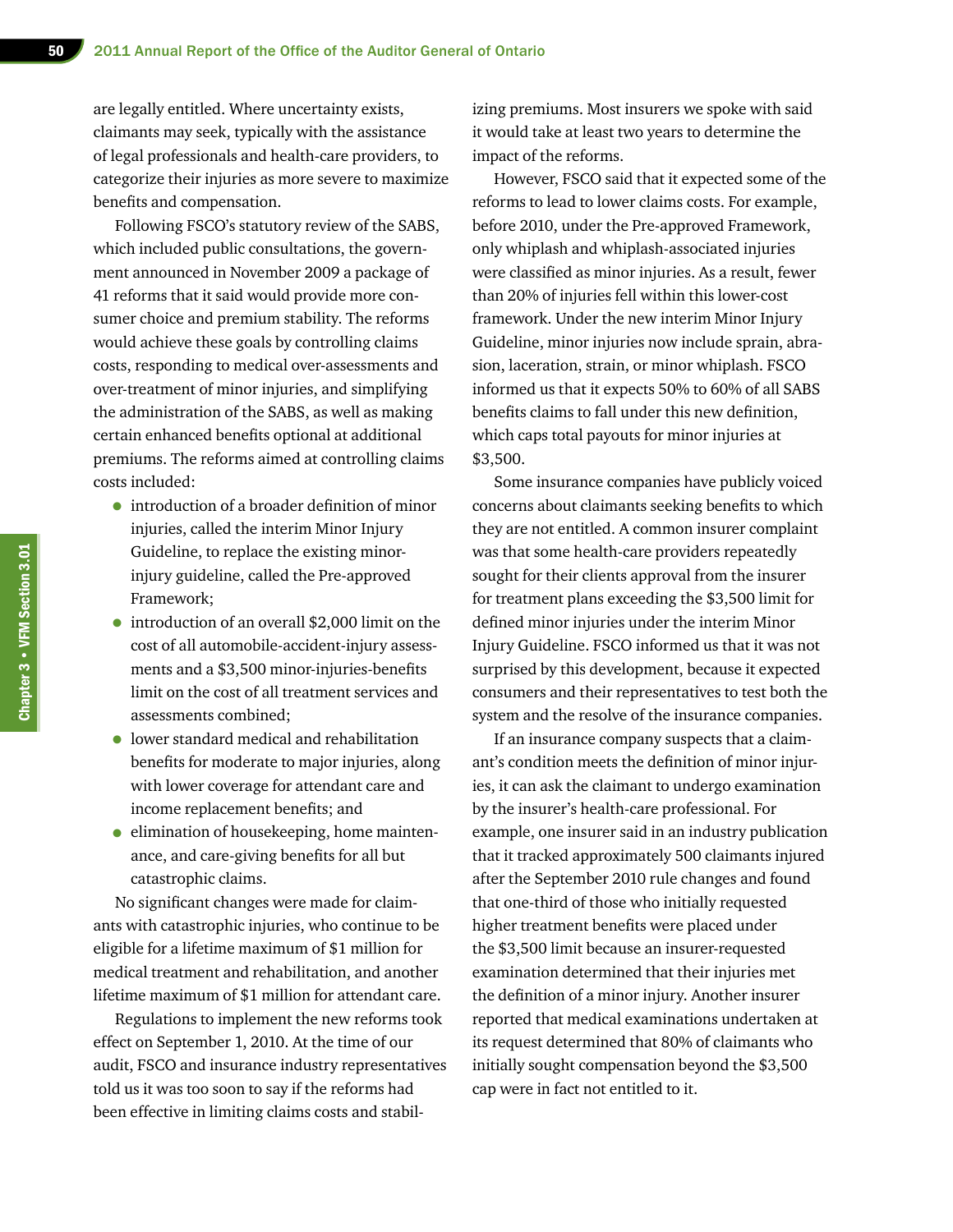are legally entitled. Where uncertainty exists, claimants may seek, typically with the assistance of legal professionals and health-care providers, to categorize their injuries as more severe to maximize benefits and compensation.

Following FSCO's statutory review of the SABS, which included public consultations, the government announced in November 2009 a package of 41 reforms that it said would provide more consumer choice and premium stability. The reforms would achieve these goals by controlling claims costs, responding to medical over-assessments and over-treatment of minor injuries, and simplifying the administration of the SABS, as well as making certain enhanced benefits optional at additional premiums. The reforms aimed at controlling claims costs included:

- introduction of a broader definition of minor injuries, called the interim Minor Injury Guideline, to replace the existing minor-injury guideline, called the Pre-approved Framework;
- introduction of an overall $2,000 limit on the cost of all automobile-accident-injury assessments and a $3,500 minor-injuries-benefits limit on the cost of all treatment services and assessments combined;
- lower standard medical and rehabilitation benefits for moderate to major injuries, along with lower coverage for attendant care and income replacement benefits; and
- elimination of housekeeping, home maintenance, and care-giving benefits for all but catastrophic claims.

No significant changes were made for claimants with catastrophic injuries, who continue to be eligible for a lifetime maximum of $1 million for medical treatment and rehabilitation, and another lifetime maximum of $1 million for attendant care.

Regulations to implement the new reforms took effect on September 1, 2010. At the time of our audit, FSCO and insurance industry representatives told us it was too soon to say if the reforms had been effective in limiting claims costs and stabilizing premiums. Most insurers we spoke with said it would take at least two years to determine the impact of the reforms.

However, FSCO said that it expected some of the reforms to lead to lower claims costs. For example, before 2010, under the Pre-approved Framework, only whiplash and whiplash-associated injuries were classified as minor injuries. As a result, fewer than 20% of injuries fell within this lower-cost framework. Under the new interim Minor Injury Guideline, minor injuries now include sprain, abrasion, laceration, strain, or minor whiplash. FSCO informed us that it expects 50% to 60% of all SABS benefits claims to fall under this new definition, which caps total payouts for minor injuries at $3,500.

Some insurance companies have publicly voiced concerns about claimants seeking benefits to which they are not entitled. A common insurer complaint was that some health-care providers repeatedly sought for their clients approval from the insurer for treatment plans exceeding the $3,500 limit for defined minor injuries under the interim Minor Injury Guideline. FSCO informed us that it was not surprised by this development, because it expected consumers and their representatives to test both the system and the resolve of the insurance companies.

If an insurance company suspects that a claimant's condition meets the definition of minor injuries, it can ask the claimant to undergo examination by the insurer's health-care professional. For example, one insurer said in an industry publication that it tracked approximately 500 claimants injured after the September 2010 rule changes and found that one-third of those who initially requested higher treatment benefits were placed under the $3,500 limit because an insurer-requested examination determined that their injuries met the definition of a minor injury. Another insurer reported that medical examinations undertaken at its request determined that 80% of claimants who initially sought compensation beyond the $3,500 cap were in fact not entitled to it.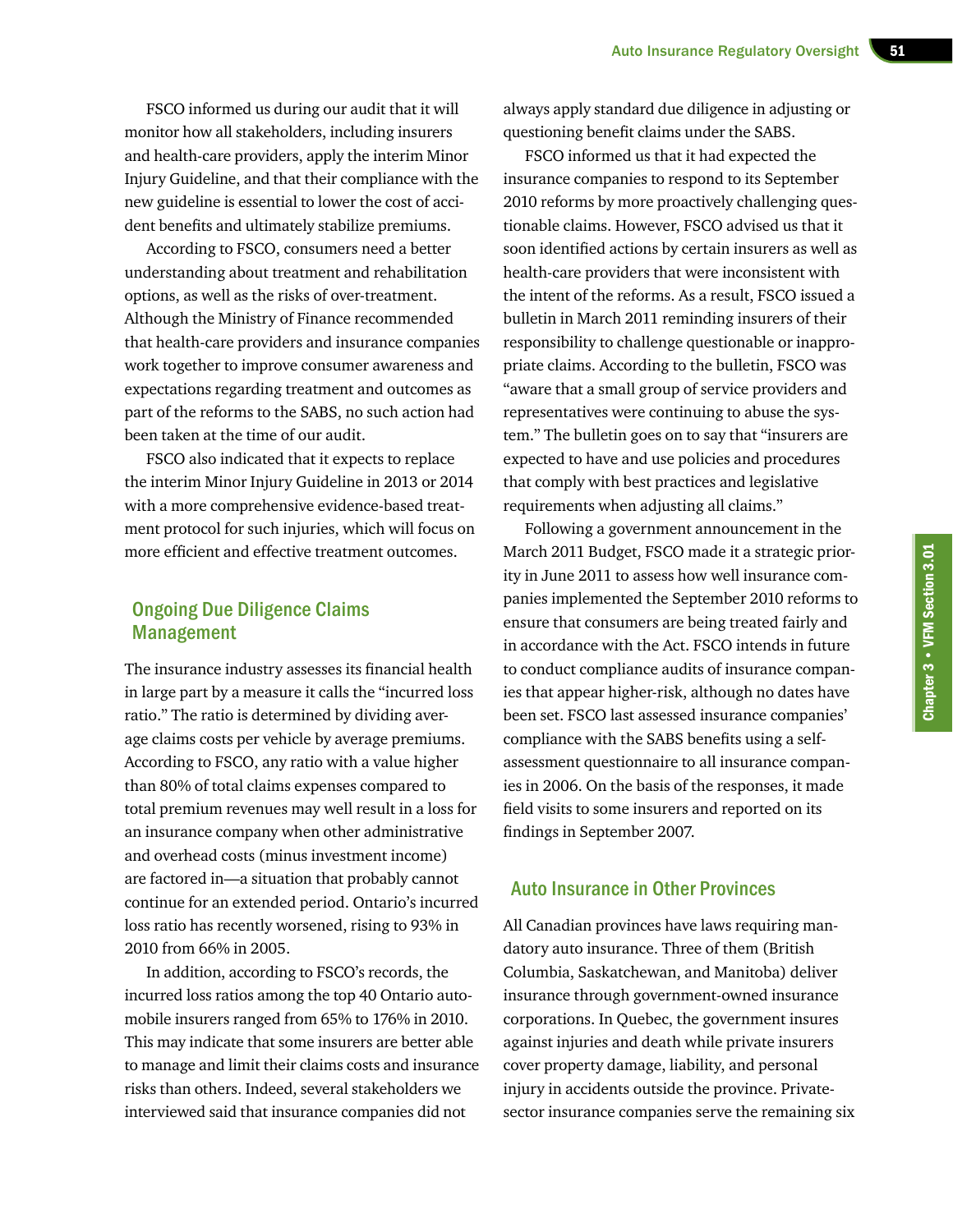FSCO informed us during our audit that it will monitor how all stakeholders, including insurers and health-care providers, apply the interim Minor Injury Guideline, and that their compliance with the new guideline is essential to lower the cost of accident benefits and ultimately stabilize premiums.

According to FSCO, consumers need a better understanding about treatment and rehabilitation options, as well as the risks of over-treatment. Although the Ministry of Finance recommended that health-care providers and insurance companies work together to improve consumer awareness and expectations regarding treatment and outcomes as part of the reforms to the SABS, no such action had been taken at the time of our audit.

FSCO also indicated that it expects to replace the interim Minor Injury Guideline in 2013 or 2014 with a more comprehensive evidence-based treatment protocol for such injuries, which will focus on more efficient and effective treatment outcomes.

## Ongoing Due Diligence Claims Management

The insurance industry assesses its financial health in large part by a measure it calls the "incurred loss ratio." The ratio is determined by dividing average claims costs per vehicle by average premiums. According to FSCO, any ratio with a value higher than 80% of total claims expenses compared to total premium revenues may well result in a loss for an insurance company when other administrative and overhead costs (minus investment income) are factored in—a situation that probably cannot continue for an extended period. Ontario's incurred loss ratio has recently worsened, rising to 93% in 2010 from 66% in 2005.

In addition, according to FSCO's records, the incurred loss ratios among the top 40 Ontario automobile insurers ranged from 65% to 176% in 2010. This may indicate that some insurers are better able to manage and limit their claims costs and insurance risks than others. Indeed, several stakeholders we interviewed said that insurance companies did not always apply standard due diligence in adjusting or questioning benefit claims under the SABS.

FSCO informed us that it had expected the insurance companies to respond to its September 2010 reforms by more proactively challenging questionable claims. However, FSCO advised us that it soon identified actions by certain insurers as well as health-care providers that were inconsistent with the intent of the reforms. As a result, FSCO issued a bulletin in March 2011 reminding insurers of their responsibility to challenge questionable or inappropriate claims. According to the bulletin, FSCO was "aware that a small group of service providers and representatives were continuing to abuse the system." The bulletin goes on to say that "insurers are expected to have and use policies and procedures that comply with best practices and legislative requirements when adjusting all claims."

Following a government announcement in the March 2011 Budget, FSCO made it a strategic priority in June 2011 to assess how well insurance companies implemented the September 2010 reforms to ensure that consumers are being treated fairly and in accordance with the Act. FSCO intends in future to conduct compliance audits of insurance companies that appear higher-risk, although no dates have been set. FSCO last assessed insurance companies' compliance with the SABS benefits using a self-assessment questionnaire to all insurance companies in 2006. On the basis of the responses, it made field visits to some insurers and reported on its findings in September 2007.

## Auto Insurance in Other Provinces

All Canadian provinces have laws requiring mandatory auto insurance. Three of them (British Columbia, Saskatchewan, and Manitoba) deliver insurance through government-owned insurance corporations. In Quebec, the government insures against injuries and death while private insurers cover property damage, liability, and personal injury in accidents outside the province. Private-sector insurance companies serve the remaining six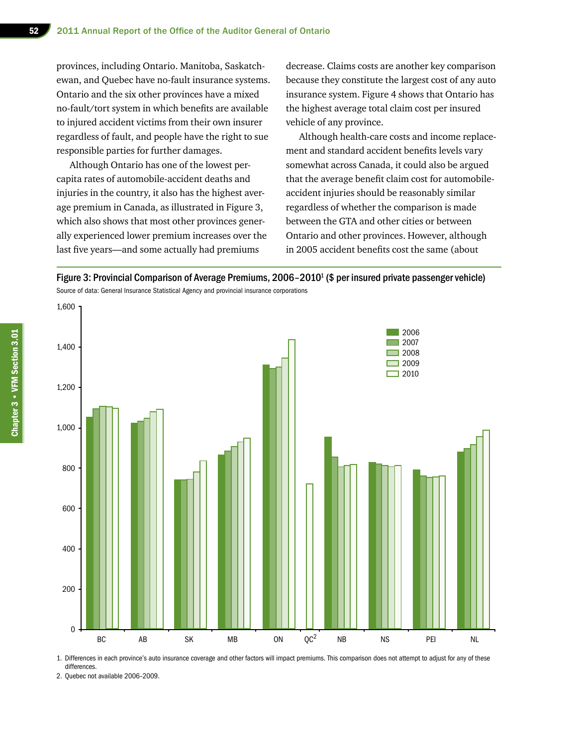provinces, including Ontario. Manitoba, Saskatchewan, and Quebec have no-fault insurance systems. Ontario and the six other provinces have a mixed no-fault/tort system in which benefits are available to injured accident victims from their own insurer regardless of fault, and people have the right to sue responsible parties for further damages.

Although Ontario has one of the lowest per-capita rates of automobile-accident deaths and injuries in the country, it also has the highest average premium in Canada, as illustrated in Figure 3, which also shows that most other provinces generally experienced lower premium increases over the last five years—and some actually had premiums decrease. Claims costs are another key comparison because they constitute the largest cost of any auto insurance system. Figure 4 shows that Ontario has the highest average total claim cost per insured vehicle of any province.

Although health-care costs and income replacement and standard accident benefits levels vary somewhat across Canada, it could also be argued that the average benefit claim cost for automobile-accident injuries should be reasonably similar regardless of whether the comparison is made between the GTA and other cities or between Ontario and other provinces. However, although in 2005 accident benefits cost the same (about

**Figure 3: Provincial Comparison of Average Premiums, 2006–2010[1] ($ per insured private passenger vehicle)**

Source of data: General Insurance Statistical Agency and provincial insurance corporations

1. Differences in each province's auto insurance coverage and other factors will impact premiums. This comparison does not attempt to adjust for any of these differences.
2. Quebec not available 2006–2009.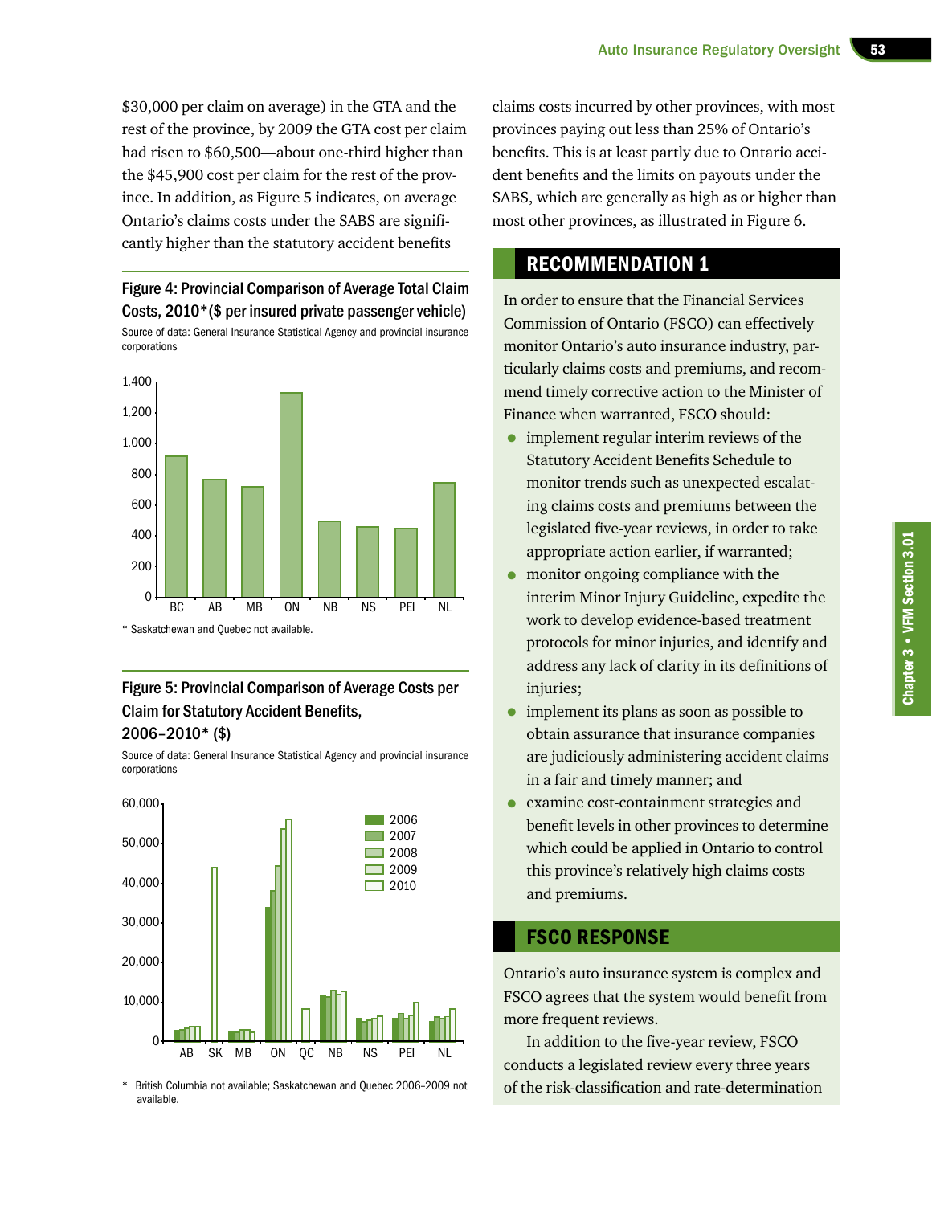$30,000 per claim on average) in the GTA and the rest of the province, by 2009 the GTA cost per claim had risen to $60,500—about one-third higher than the $45,900 cost per claim for the rest of the province. In addition, as Figure 5 indicates, on average Ontario's claims costs under the SABS are significantly higher than the statutory accident benefits claims costs incurred by other provinces, with most provinces paying out less than 25% of Ontario's benefits. This is at least partly due to Ontario accident benefits and the limits on payouts under the SABS, which are generally as high as or higher than most other provinces, as illustrated in Figure 6.

**Figure 4: Provincial Comparison of Average Total Claim Costs, 2010*($ per insured private passenger vehicle)**

Source of data: General Insurance Statistical Agency and provincial insurance corporations

\* Saskatchewan and Quebec not available.

**Figure 5: Provincial Comparison of Average Costs per Claim for Statutory Accident Benefits, 2006–2010* ($)**

Source of data: General Insurance Statistical Agency and provincial insurance corporations

\* British Columbia not available; Saskatchewan and Quebec 2006–2009 not available.

## RECOMMENDATION 1

In order to ensure that the Financial Services Commission of Ontario (FSCO) can effectively monitor Ontario's auto insurance industry, particularly claims costs and premiums, and recommend timely corrective action to the Minister of Finance when warranted, FSCO should:

- implement regular interim reviews of the Statutory Accident Benefits Schedule to monitor trends such as unexpected escalating claims costs and premiums between the legislated five-year reviews, in order to take appropriate action earlier, if warranted;
- monitor ongoing compliance with the interim Minor Injury Guideline, expedite the work to develop evidence-based treatment protocols for minor injuries, and identify and address any lack of clarity in its definitions of injuries;
- implement its plans as soon as possible to obtain assurance that insurance companies are judiciously administering accident claims in a fair and timely manner; and
- examine cost-containment strategies and benefit levels in other provinces to determine which could be applied in Ontario to control this province's relatively high claims costs and premiums.

## FSCO RESPONSE

Ontario's auto insurance system is complex and FSCO agrees that the system would benefit from more frequent reviews.

In addition to the five-year review, FSCO conducts a legislated review every three years of the risk-classification and rate-determination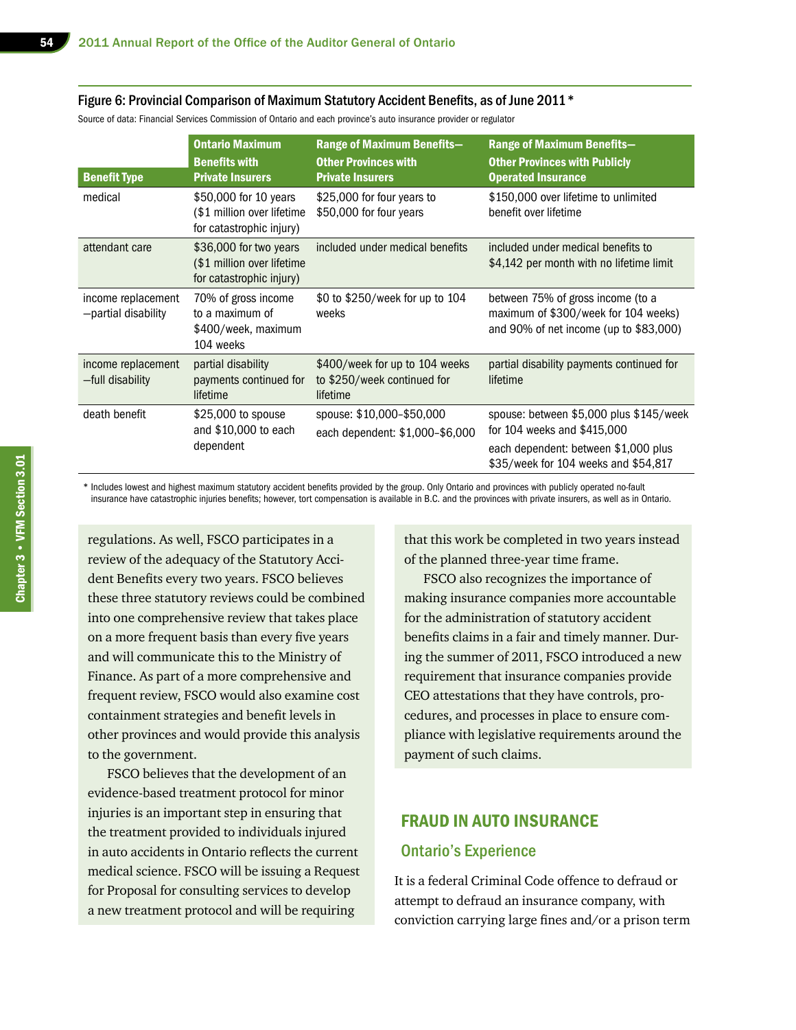Figure 6: Provincial Comparison of Maximum Statutory Accident Benefits, as of June 2011 *

Source of data: Financial Services Commission of Ontario and each province's auto insurance provider or regulator

| Benefit Type | Ontario Maximum Benefits with Private Insurers | Range of Maximum Benefits—Other Provinces with Private Insurers | Range of Maximum Benefits—Other Provinces with Publicly Operated Insurance |
|---|---|---|---|
| medical | $50,000 for 10 years ($1 million over lifetime for catastrophic injury) | $25,000 for four years to $50,000 for four years | $150,000 over lifetime to unlimited benefit over lifetime |
| attendant care | $36,000 for two years ($1 million over lifetime for catastrophic injury) | included under medical benefits | included under medical benefits to $4,142 per month with no lifetime limit |
| income replacement —partial disability | 70% of gross income to a maximum of $400/week, maximum 104 weeks | $0 to $250/week for up to 104 weeks | between 75% of gross income (to a maximum of $300/week for 104 weeks) and 90% of net income (up to $83,000) |
| income replacement —full disability | partial disability payments continued for lifetime | $400/week for up to 104 weeks to $250/week continued for lifetime | partial disability payments continued for lifetime |
| death benefit | $25,000 to spouse and $10,000 to each dependent | spouse: $10,000–$50,000<br>each dependent: $1,000–$6,000 | spouse: between $5,000 plus $145/week for 104 weeks and $415,000<br>each dependent: between $1,000 plus $35/week for 104 weeks and $54,817 |

\* Includes lowest and highest maximum statutory accident benefits provided by the group. Only Ontario and provinces with publicly operated no-fault insurance have catastrophic injuries benefits; however, tort compensation is available in B.C. and the provinces with private insurers, as well as in Ontario.

regulations. As well, FSCO participates in a review of the adequacy of the Statutory Accident Benefits every two years. FSCO believes these three statutory reviews could be combined into one comprehensive review that takes place on a more frequent basis than every five years and will communicate this to the Ministry of Finance. As part of a more comprehensive and frequent review, FSCO would also examine cost containment strategies and benefit levels in other provinces and would provide this analysis to the government.

FSCO believes that the development of an evidence-based treatment protocol for minor injuries is an important step in ensuring that the treatment provided to individuals injured in auto accidents in Ontario reflects the current medical science. FSCO will be issuing a Request for Proposal for consulting services to develop a new treatment protocol and will be requiring that this work be completed in two years instead of the planned three-year time frame.

FSCO also recognizes the importance of making insurance companies more accountable for the administration of statutory accident benefits claims in a fair and timely manner. During the summer of 2011, FSCO introduced a new requirement that insurance companies provide CEO attestations that they have controls, procedures, and processes in place to ensure compliance with legislative requirements around the payment of such claims.

## FRAUD IN AUTO INSURANCE

### Ontario's Experience

It is a federal Criminal Code offence to defraud or attempt to defraud an insurance company, with conviction carrying large fines and/or a prison term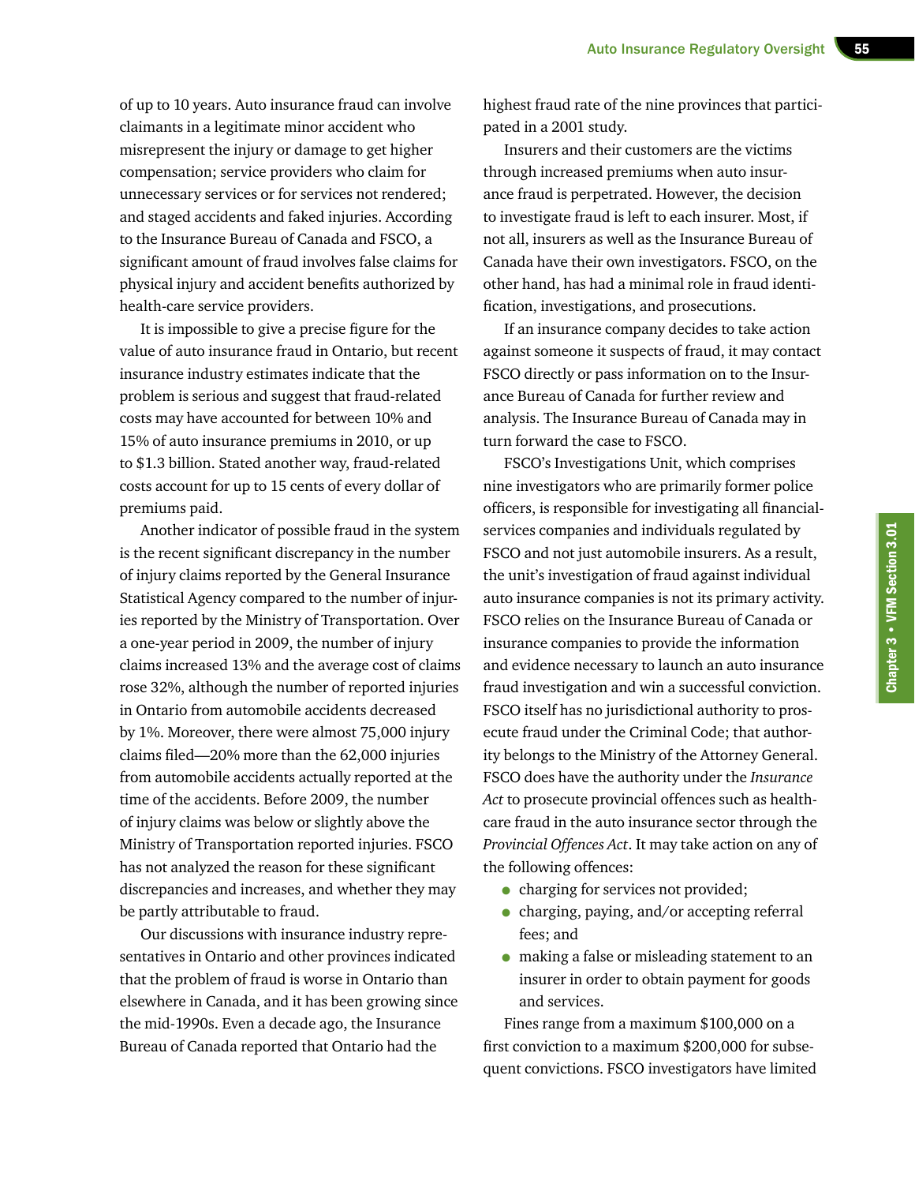of up to 10 years. Auto insurance fraud can involve claimants in a legitimate minor accident who misrepresent the injury or damage to get higher compensation; service providers who claim for unnecessary services or for services not rendered; and staged accidents and faked injuries. According to the Insurance Bureau of Canada and FSCO, a significant amount of fraud involves false claims for physical injury and accident benefits authorized by health-care service providers.

It is impossible to give a precise figure for the value of auto insurance fraud in Ontario, but recent insurance industry estimates indicate that the problem is serious and suggest that fraud-related costs may have accounted for between 10% and 15% of auto insurance premiums in 2010, or up to $1.3 billion. Stated another way, fraud-related costs account for up to 15 cents of every dollar of premiums paid.

Another indicator of possible fraud in the system is the recent significant discrepancy in the number of injury claims reported by the General Insurance Statistical Agency compared to the number of injuries reported by the Ministry of Transportation. Over a one-year period in 2009, the number of injury claims increased 13% and the average cost of claims rose 32%, although the number of reported injuries in Ontario from automobile accidents decreased by 1%. Moreover, there were almost 75,000 injury claims filed—20% more than the 62,000 injuries from automobile accidents actually reported at the time of the accidents. Before 2009, the number of injury claims was below or slightly above the Ministry of Transportation reported injuries. FSCO has not analyzed the reason for these significant discrepancies and increases, and whether they may be partly attributable to fraud.

Our discussions with insurance industry representatives in Ontario and other provinces indicated that the problem of fraud is worse in Ontario than elsewhere in Canada, and it has been growing since the mid-1990s. Even a decade ago, the Insurance Bureau of Canada reported that Ontario had the highest fraud rate of the nine provinces that participated in a 2001 study.

Insurers and their customers are the victims through increased premiums when auto insurance fraud is perpetrated. However, the decision to investigate fraud is left to each insurer. Most, if not all, insurers as well as the Insurance Bureau of Canada have their own investigators. FSCO, on the other hand, has had a minimal role in fraud identification, investigations, and prosecutions.

If an insurance company decides to take action against someone it suspects of fraud, it may contact FSCO directly or pass information on to the Insurance Bureau of Canada for further review and analysis. The Insurance Bureau of Canada may in turn forward the case to FSCO.

FSCO's Investigations Unit, which comprises nine investigators who are primarily former police officers, is responsible for investigating all financial-services companies and individuals regulated by FSCO and not just automobile insurers. As a result, the unit's investigation of fraud against individual auto insurance companies is not its primary activity. FSCO relies on the Insurance Bureau of Canada or insurance companies to provide the information and evidence necessary to launch an auto insurance fraud investigation and win a successful conviction. FSCO itself has no jurisdictional authority to prosecute fraud under the Criminal Code; that authority belongs to the Ministry of the Attorney General. FSCO does have the authority under the *Insurance Act* to prosecute provincial offences such as health-care fraud in the auto insurance sector through the *Provincial Offences Act*. It may take action on any of the following offences:

- charging for services not provided;
- charging, paying, and/or accepting referral fees; and
- making a false or misleading statement to an insurer in order to obtain payment for goods and services.

Fines range from a maximum $100,000 on a first conviction to a maximum $200,000 for subsequent convictions. FSCO investigators have limited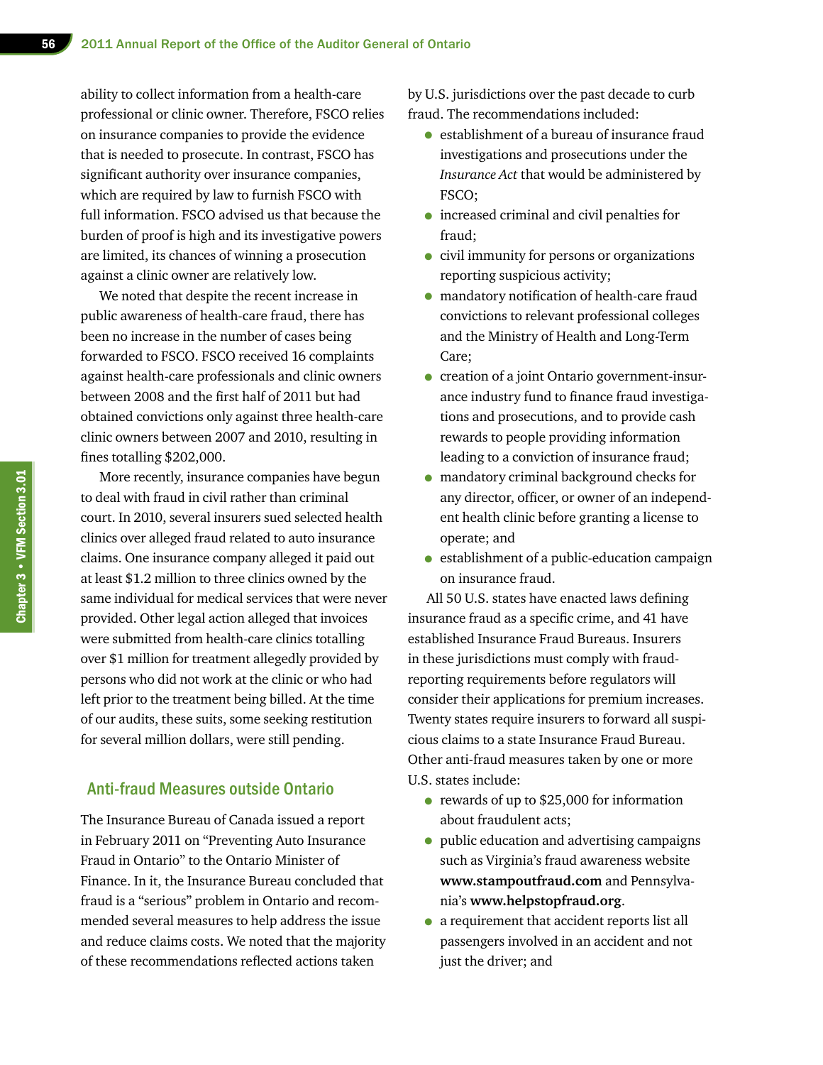ability to collect information from a health-care professional or clinic owner. Therefore, FSCO relies on insurance companies to provide the evidence that is needed to prosecute. In contrast, FSCO has significant authority over insurance companies, which are required by law to furnish FSCO with full information. FSCO advised us that because the burden of proof is high and its investigative powers are limited, its chances of winning a prosecution against a clinic owner are relatively low.

We noted that despite the recent increase in public awareness of health-care fraud, there has been no increase in the number of cases being forwarded to FSCO. FSCO received 16 complaints against health-care professionals and clinic owners between 2008 and the first half of 2011 but had obtained convictions only against three health-care clinic owners between 2007 and 2010, resulting in fines totalling $202,000.

More recently, insurance companies have begun to deal with fraud in civil rather than criminal court. In 2010, several insurers sued selected health clinics over alleged fraud related to auto insurance claims. One insurance company alleged it paid out at least $1.2 million to three clinics owned by the same individual for medical services that were never provided. Other legal action alleged that invoices were submitted from health-care clinics totalling over $1 million for treatment allegedly provided by persons who did not work at the clinic or who had left prior to the treatment being billed. At the time of our audits, these suits, some seeking restitution for several million dollars, were still pending.

## Anti-fraud Measures outside Ontario

The Insurance Bureau of Canada issued a report in February 2011 on "Preventing Auto Insurance Fraud in Ontario" to the Ontario Minister of Finance. In it, the Insurance Bureau concluded that fraud is a "serious" problem in Ontario and recommended several measures to help address the issue and reduce claims costs. We noted that the majority of these recommendations reflected actions taken by U.S. jurisdictions over the past decade to curb fraud. The recommendations included:

- establishment of a bureau of insurance fraud investigations and prosecutions under the *Insurance Act* that would be administered by FSCO;
- increased criminal and civil penalties for fraud;
- civil immunity for persons or organizations reporting suspicious activity;
- mandatory notification of health-care fraud convictions to relevant professional colleges and the Ministry of Health and Long-Term Care;
- creation of a joint Ontario government-insurance industry fund to finance fraud investigations and prosecutions, and to provide cash rewards to people providing information leading to a conviction of insurance fraud;
- mandatory criminal background checks for any director, officer, or owner of an independent health clinic before granting a license to operate; and
- establishment of a public-education campaign on insurance fraud.

All 50 U.S. states have enacted laws defining insurance fraud as a specific crime, and 41 have established Insurance Fraud Bureaus. Insurers in these jurisdictions must comply with fraud-reporting requirements before regulators will consider their applications for premium increases. Twenty states require insurers to forward all suspicious claims to a state Insurance Fraud Bureau. Other anti-fraud measures taken by one or more U.S. states include:

- rewards of up to $25,000 for information about fraudulent acts;
- public education and advertising campaigns such as Virginia's fraud awareness website **www.stampoutfraud.com** and Pennsylvania's **www.helpstopfraud.org**.
- a requirement that accident reports list all passengers involved in an accident and not just the driver; and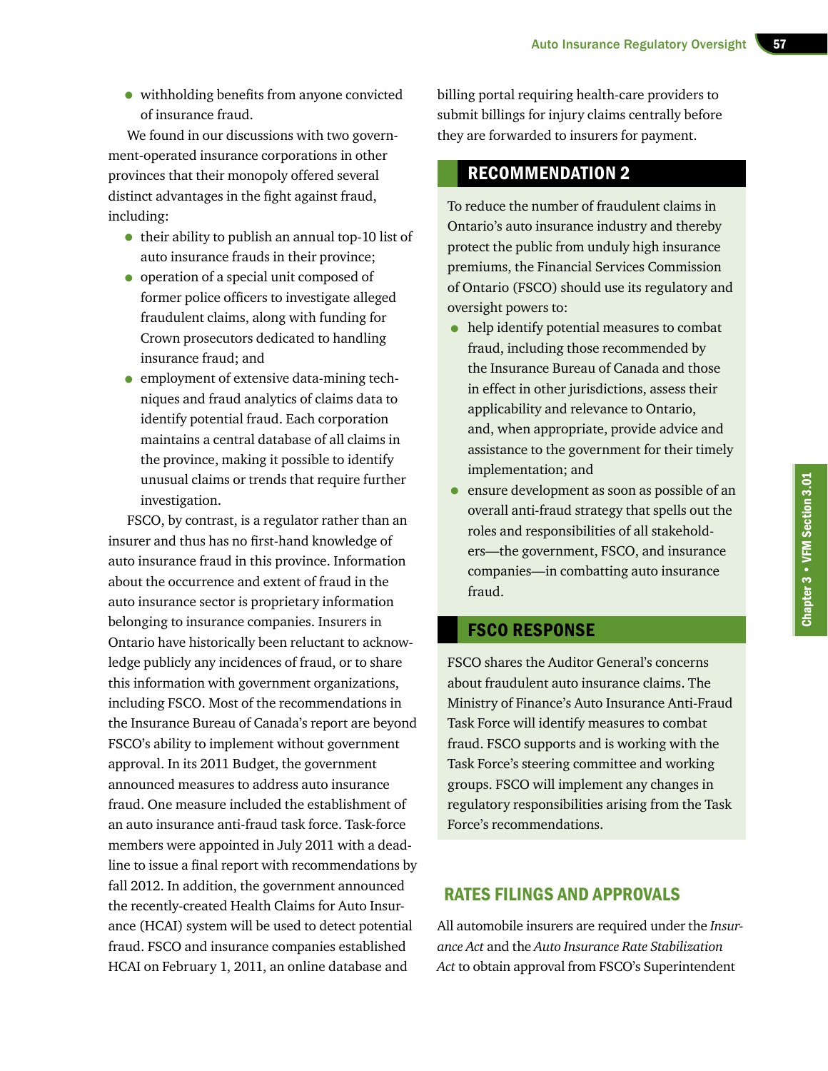- withholding benefits from anyone convicted of insurance fraud.

We found in our discussions with two government-operated insurance corporations in other provinces that their monopoly offered several distinct advantages in the fight against fraud, including:

- their ability to publish an annual top-10 list of auto insurance frauds in their province;
- operation of a special unit composed of former police officers to investigate alleged fraudulent claims, along with funding for Crown prosecutors dedicated to handling insurance fraud; and
- employment of extensive data-mining techniques and fraud analytics of claims data to identify potential fraud. Each corporation maintains a central database of all claims in the province, making it possible to identify unusual claims or trends that require further investigation.

FSCO, by contrast, is a regulator rather than an insurer and thus has no first-hand knowledge of auto insurance fraud in this province. Information about the occurrence and extent of fraud in the auto insurance sector is proprietary information belonging to insurance companies. Insurers in Ontario have historically been reluctant to acknowledge publicly any incidences of fraud, or to share this information with government organizations, including FSCO. Most of the recommendations in the Insurance Bureau of Canada's report are beyond FSCO's ability to implement without government approval. In its 2011 Budget, the government announced measures to address auto insurance fraud. One measure included the establishment of an auto insurance anti-fraud task force. Task-force members were appointed in July 2011 with a deadline to issue a final report with recommendations by fall 2012. In addition, the government announced the recently-created Health Claims for Auto Insurance (HCAI) system will be used to detect potential fraud. FSCO and insurance companies established HCAI on February 1, 2011, an online database and billing portal requiring health-care providers to submit billings for injury claims centrally before they are forwarded to insurers for payment.

## RECOMMENDATION 2

To reduce the number of fraudulent claims in Ontario's auto insurance industry and thereby protect the public from unduly high insurance premiums, the Financial Services Commission of Ontario (FSCO) should use its regulatory and oversight powers to:

- help identify potential measures to combat fraud, including those recommended by the Insurance Bureau of Canada and those in effect in other jurisdictions, assess their applicability and relevance to Ontario, and, when appropriate, provide advice and assistance to the government for their timely implementation; and
- ensure development as soon as possible of an overall anti-fraud strategy that spells out the roles and responsibilities of all stakeholders—the government, FSCO, and insurance companies—in combatting auto insurance fraud.

## FSCO RESPONSE

FSCO shares the Auditor General's concerns about fraudulent auto insurance claims. The Ministry of Finance's Auto Insurance Anti-Fraud Task Force will identify measures to combat fraud. FSCO supports and is working with the Task Force's steering committee and working groups. FSCO will implement any changes in regulatory responsibilities arising from the Task Force's recommendations.

## RATES FILINGS AND APPROVALS

All automobile insurers are required under the *Insurance Act* and the *Auto Insurance Rate Stabilization Act* to obtain approval from FSCO's Superintendent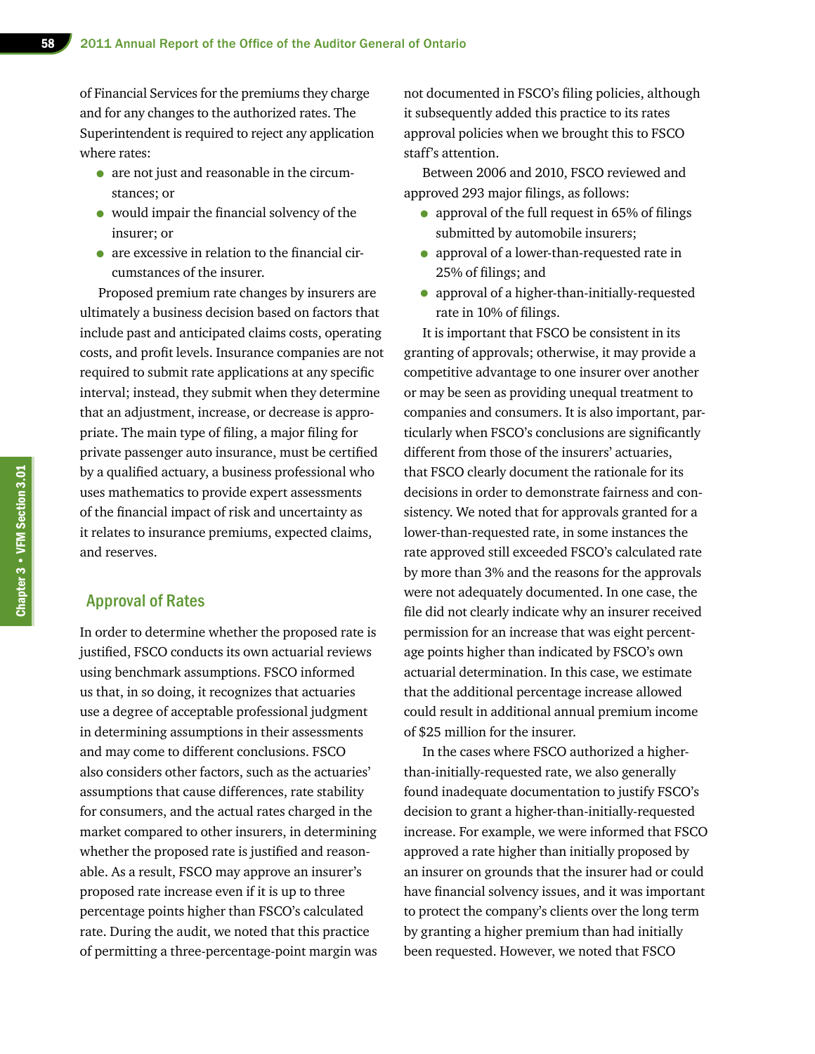of Financial Services for the premiums they charge and for any changes to the authorized rates. The Superintendent is required to reject any application where rates:

- are not just and reasonable in the circumstances; or
- would impair the financial solvency of the insurer; or
- are excessive in relation to the financial circumstances of the insurer.

Proposed premium rate changes by insurers are ultimately a business decision based on factors that include past and anticipated claims costs, operating costs, and profit levels. Insurance companies are not required to submit rate applications at any specific interval; instead, they submit when they determine that an adjustment, increase, or decrease is appropriate. The main type of filing, a major filing for private passenger auto insurance, must be certified by a qualified actuary, a business professional who uses mathematics to provide expert assessments of the financial impact of risk and uncertainty as it relates to insurance premiums, expected claims, and reserves.

## Approval of Rates

In order to determine whether the proposed rate is justified, FSCO conducts its own actuarial reviews using benchmark assumptions. FSCO informed us that, in so doing, it recognizes that actuaries use a degree of acceptable professional judgment in determining assumptions in their assessments and may come to different conclusions. FSCO also considers other factors, such as the actuaries' assumptions that cause differences, rate stability for consumers, and the actual rates charged in the market compared to other insurers, in determining whether the proposed rate is justified and reasonable. As a result, FSCO may approve an insurer's proposed rate increase even if it is up to three percentage points higher than FSCO's calculated rate. During the audit, we noted that this practice of permitting a three-percentage-point margin was not documented in FSCO's filing policies, although it subsequently added this practice to its rates approval policies when we brought this to FSCO staff's attention.

Between 2006 and 2010, FSCO reviewed and approved 293 major filings, as follows:

- approval of the full request in 65% of filings submitted by automobile insurers;
- approval of a lower-than-requested rate in 25% of filings; and
- approval of a higher-than-initially-requested rate in 10% of filings.

It is important that FSCO be consistent in its granting of approvals; otherwise, it may provide a competitive advantage to one insurer over another or may be seen as providing unequal treatment to companies and consumers. It is also important, particularly when FSCO's conclusions are significantly different from those of the insurers' actuaries, that FSCO clearly document the rationale for its decisions in order to demonstrate fairness and consistency. We noted that for approvals granted for a lower-than-requested rate, in some instances the rate approved still exceeded FSCO's calculated rate by more than 3% and the reasons for the approvals were not adequately documented. In one case, the file did not clearly indicate why an insurer received permission for an increase that was eight percentage points higher than indicated by FSCO's own actuarial determination. In this case, we estimate that the additional percentage increase allowed could result in additional annual premium income of $25 million for the insurer.

In the cases where FSCO authorized a higher-than-initially-requested rate, we also generally found inadequate documentation to justify FSCO's decision to grant a higher-than-initially-requested increase. For example, we were informed that FSCO approved a rate higher than initially proposed by an insurer on grounds that the insurer had or could have financial solvency issues, and it was important to protect the company's clients over the long term by granting a higher premium than had initially been requested. However, we noted that FSCO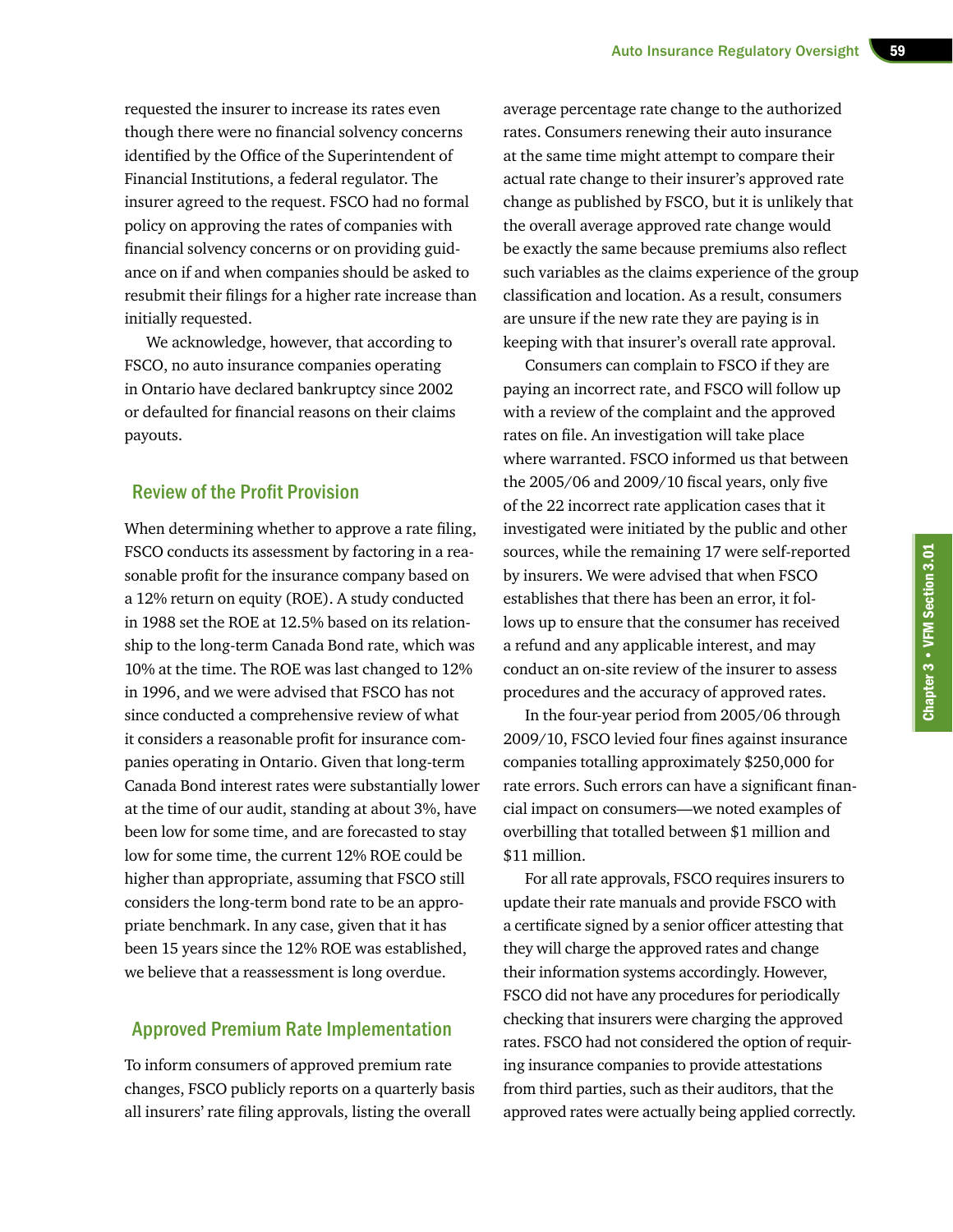requested the insurer to increase its rates even though there were no financial solvency concerns identified by the Office of the Superintendent of Financial Institutions, a federal regulator. The insurer agreed to the request. FSCO had no formal policy on approving the rates of companies with financial solvency concerns or on providing guidance on if and when companies should be asked to resubmit their filings for a higher rate increase than initially requested.

We acknowledge, however, that according to FSCO, no auto insurance companies operating in Ontario have declared bankruptcy since 2002 or defaulted for financial reasons on their claims payouts.

## Review of the Profit Provision

When determining whether to approve a rate filing, FSCO conducts its assessment by factoring in a reasonable profit for the insurance company based on a 12% return on equity (ROE). A study conducted in 1988 set the ROE at 12.5% based on its relationship to the long-term Canada Bond rate, which was 10% at the time. The ROE was last changed to 12% in 1996, and we were advised that FSCO has not since conducted a comprehensive review of what it considers a reasonable profit for insurance companies operating in Ontario. Given that long-term Canada Bond interest rates were substantially lower at the time of our audit, standing at about 3%, have been low for some time, and are forecasted to stay low for some time, the current 12% ROE could be higher than appropriate, assuming that FSCO still considers the long-term bond rate to be an appropriate benchmark. In any case, given that it has been 15 years since the 12% ROE was established, we believe that a reassessment is long overdue.

## Approved Premium Rate Implementation

To inform consumers of approved premium rate changes, FSCO publicly reports on a quarterly basis all insurers' rate filing approvals, listing the overall average percentage rate change to the authorized rates. Consumers renewing their auto insurance at the same time might attempt to compare their actual rate change to their insurer's approved rate change as published by FSCO, but it is unlikely that the overall average approved rate change would be exactly the same because premiums also reflect such variables as the claims experience of the group classification and location. As a result, consumers are unsure if the new rate they are paying is in keeping with that insurer's overall rate approval.

Consumers can complain to FSCO if they are paying an incorrect rate, and FSCO will follow up with a review of the complaint and the approved rates on file. An investigation will take place where warranted. FSCO informed us that between the 2005/06 and 2009/10 fiscal years, only five of the 22 incorrect rate application cases that it investigated were initiated by the public and other sources, while the remaining 17 were self-reported by insurers. We were advised that when FSCO establishes that there has been an error, it follows up to ensure that the consumer has received a refund and any applicable interest, and may conduct an on-site review of the insurer to assess procedures and the accuracy of approved rates.

In the four-year period from 2005/06 through 2009/10, FSCO levied four fines against insurance companies totalling approximately $250,000 for rate errors. Such errors can have a significant financial impact on consumers—we noted examples of overbilling that totalled between $1 million and $11 million.

For all rate approvals, FSCO requires insurers to update their rate manuals and provide FSCO with a certificate signed by a senior officer attesting that they will charge the approved rates and change their information systems accordingly. However, FSCO did not have any procedures for periodically checking that insurers were charging the approved rates. FSCO had not considered the option of requiring insurance companies to provide attestations from third parties, such as their auditors, that the approved rates were actually being applied correctly.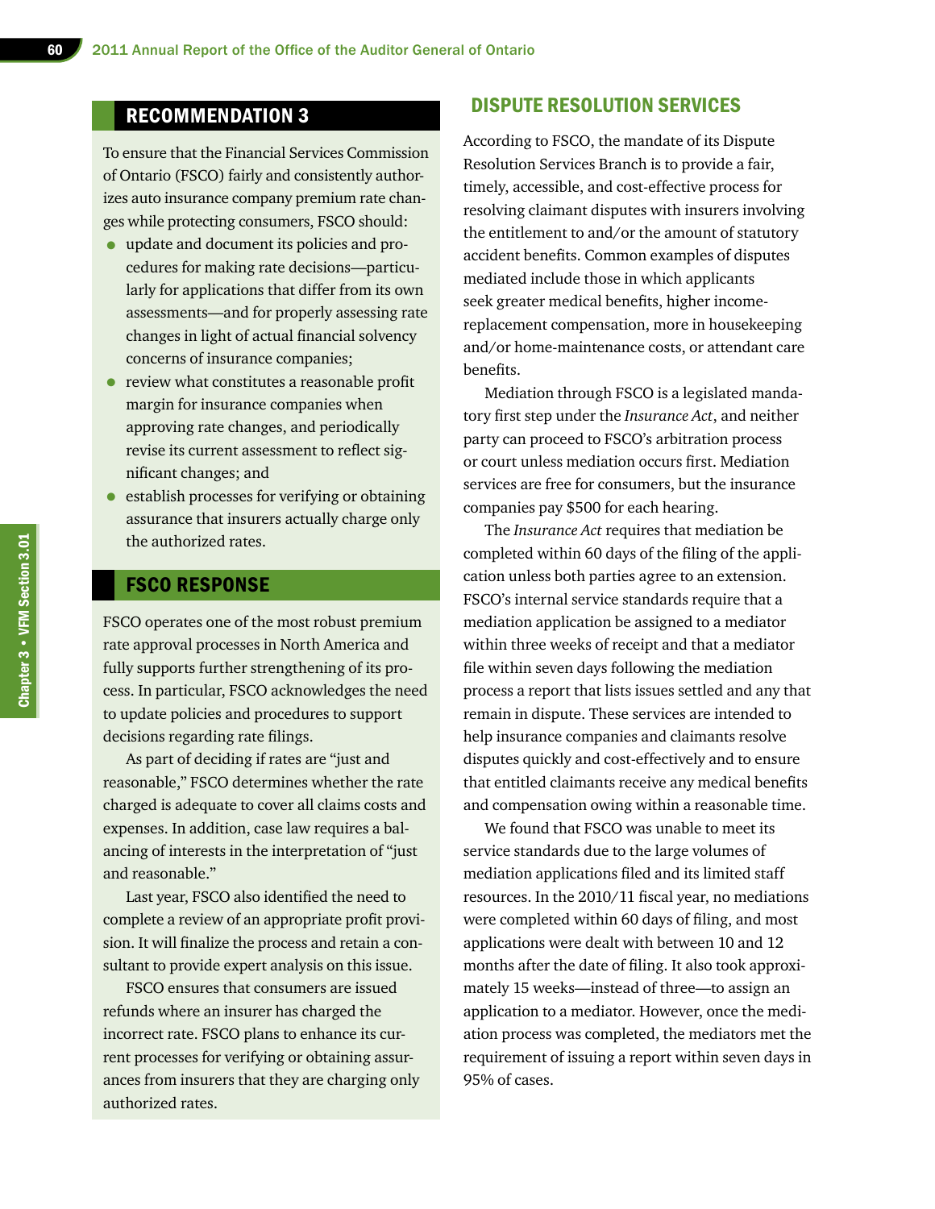## RECOMMENDATION 3

To ensure that the Financial Services Commission of Ontario (FSCO) fairly and consistently authorizes auto insurance company premium rate changes while protecting consumers, FSCO should:

- update and document its policies and procedures for making rate decisions—particularly for applications that differ from its own assessments—and for properly assessing rate changes in light of actual financial solvency concerns of insurance companies;
- review what constitutes a reasonable profit margin for insurance companies when approving rate changes, and periodically revise its current assessment to reflect significant changes; and
- establish processes for verifying or obtaining assurance that insurers actually charge only the authorized rates.

## FSCO RESPONSE

FSCO operates one of the most robust premium rate approval processes in North America and fully supports further strengthening of its process. In particular, FSCO acknowledges the need to update policies and procedures to support decisions regarding rate filings.

As part of deciding if rates are "just and reasonable," FSCO determines whether the rate charged is adequate to cover all claims costs and expenses. In addition, case law requires a balancing of interests in the interpretation of "just and reasonable."

Last year, FSCO also identified the need to complete a review of an appropriate profit provision. It will finalize the process and retain a consultant to provide expert analysis on this issue.

FSCO ensures that consumers are issued refunds where an insurer has charged the incorrect rate. FSCO plans to enhance its current processes for verifying or obtaining assurances from insurers that they are charging only authorized rates.

## DISPUTE RESOLUTION SERVICES

According to FSCO, the mandate of its Dispute Resolution Services Branch is to provide a fair, timely, accessible, and cost-effective process for resolving claimant disputes with insurers involving the entitlement to and/or the amount of statutory accident benefits. Common examples of disputes mediated include those in which applicants seek greater medical benefits, higher income-replacement compensation, more in housekeeping and/or home-maintenance costs, or attendant care benefits.

Mediation through FSCO is a legislated mandatory first step under the *Insurance Act*, and neither party can proceed to FSCO's arbitration process or court unless mediation occurs first. Mediation services are free for consumers, but the insurance companies pay $500 for each hearing.

The *Insurance Act* requires that mediation be completed within 60 days of the filing of the application unless both parties agree to an extension. FSCO's internal service standards require that a mediation application be assigned to a mediator within three weeks of receipt and that a mediator file within seven days following the mediation process a report that lists issues settled and any that remain in dispute. These services are intended to help insurance companies and claimants resolve disputes quickly and cost-effectively and to ensure that entitled claimants receive any medical benefits and compensation owing within a reasonable time.

We found that FSCO was unable to meet its service standards due to the large volumes of mediation applications filed and its limited staff resources. In the 2010/11 fiscal year, no mediations were completed within 60 days of filing, and most applications were dealt with between 10 and 12 months after the date of filing. It also took approximately 15 weeks—instead of three—to assign an application to a mediator. However, once the mediation process was completed, the mediators met the requirement of issuing a report within seven days in 95% of cases.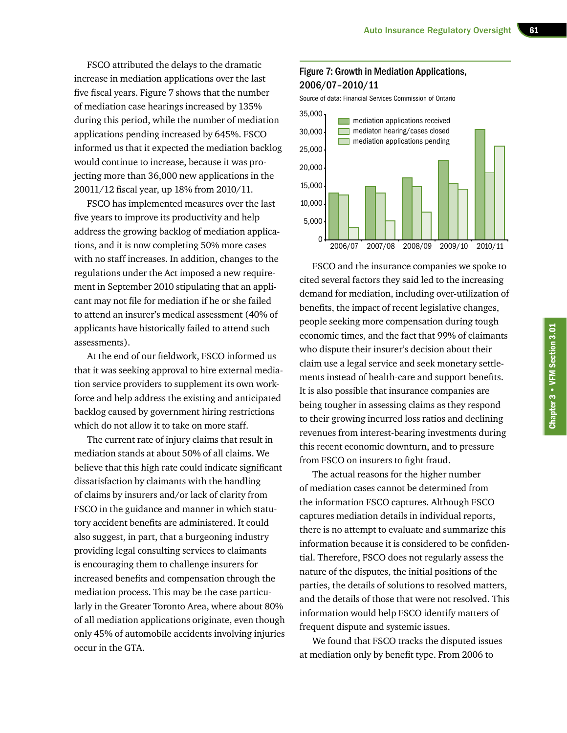FSCO attributed the delays to the dramatic increase in mediation applications over the last five fiscal years. Figure 7 shows that the number of mediation case hearings increased by 135% during this period, while the number of mediation applications pending increased by 645%. FSCO informed us that it expected the mediation backlog would continue to increase, because it was projecting more than 36,000 new applications in the 20011/12 fiscal year, up 18% from 2010/11.

FSCO has implemented measures over the last five years to improve its productivity and help address the growing backlog of mediation applications, and it is now completing 50% more cases with no staff increases. In addition, changes to the regulations under the Act imposed a new requirement in September 2010 stipulating that an applicant may not file for mediation if he or she failed to attend an insurer's medical assessment (40% of applicants have historically failed to attend such assessments).

At the end of our fieldwork, FSCO informed us that it was seeking approval to hire external mediation service providers to supplement its own workforce and help address the existing and anticipated backlog caused by government hiring restrictions which do not allow it to take on more staff.

The current rate of injury claims that result in mediation stands at about 50% of all claims. We believe that this high rate could indicate significant dissatisfaction by claimants with the handling of claims by insurers and/or lack of clarity from FSCO in the guidance and manner in which statutory accident benefits are administered. It could also suggest, in part, that a burgeoning industry providing legal consulting services to claimants is encouraging them to challenge insurers for increased benefits and compensation through the mediation process. This may be the case particularly in the Greater Toronto Area, where about 80% of all mediation applications originate, even though only 45% of automobile accidents involving injuries occur in the GTA.

**Figure 7: Growth in Mediation Applications, 2006/07–2010/11**

Source of data: Financial Services Commission of Ontario

FSCO and the insurance companies we spoke to cited several factors they said led to the increasing demand for mediation, including over-utilization of benefits, the impact of recent legislative changes, people seeking more compensation during tough economic times, and the fact that 99% of claimants who dispute their insurer's decision about their claim use a legal service and seek monetary settlements instead of health-care and support benefits. It is also possible that insurance companies are being tougher in assessing claims as they respond to their growing incurred loss ratios and declining revenues from interest-bearing investments during this recent economic downturn, and to pressure from FSCO on insurers to fight fraud.

The actual reasons for the higher number of mediation cases cannot be determined from the information FSCO captures. Although FSCO captures mediation details in individual reports, there is no attempt to evaluate and summarize this information because it is considered to be confidential. Therefore, FSCO does not regularly assess the nature of the disputes, the initial positions of the parties, the details of solutions to resolved matters, and the details of those that were not resolved. This information would help FSCO identify matters of frequent dispute and systemic issues.

We found that FSCO tracks the disputed issues at mediation only by benefit type. From 2006 to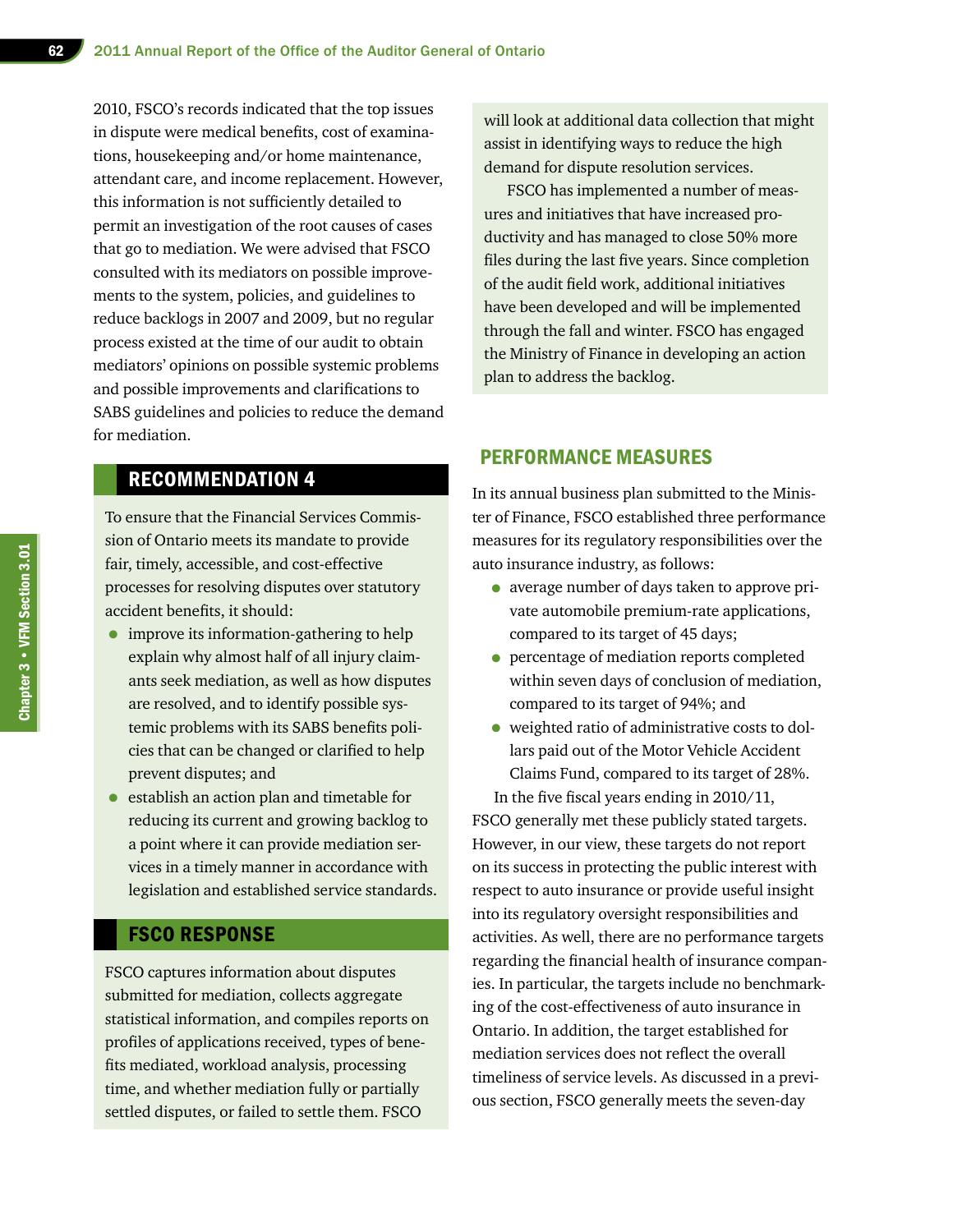2010, FSCO's records indicated that the top issues in dispute were medical benefits, cost of examinations, housekeeping and/or home maintenance, attendant care, and income replacement. However, this information is not sufficiently detailed to permit an investigation of the root causes of cases that go to mediation. We were advised that FSCO consulted with its mediators on possible improvements to the system, policies, and guidelines to reduce backlogs in 2007 and 2009, but no regular process existed at the time of our audit to obtain mediators' opinions on possible systemic problems and possible improvements and clarifications to SABS guidelines and policies to reduce the demand for mediation.

## RECOMMENDATION 4

To ensure that the Financial Services Commission of Ontario meets its mandate to provide fair, timely, accessible, and cost-effective processes for resolving disputes over statutory accident benefits, it should:

- improve its information-gathering to help explain why almost half of all injury claimants seek mediation, as well as how disputes are resolved, and to identify possible systemic problems with its SABS benefits policies that can be changed or clarified to help prevent disputes; and
- establish an action plan and timetable for reducing its current and growing backlog to a point where it can provide mediation services in a timely manner in accordance with legislation and established service standards.

## FSCO RESPONSE

FSCO captures information about disputes submitted for mediation, collects aggregate statistical information, and compiles reports on profiles of applications received, types of benefits mediated, workload analysis, processing time, and whether mediation fully or partially settled disputes, or failed to settle them. FSCO will look at additional data collection that might assist in identifying ways to reduce the high demand for dispute resolution services.

FSCO has implemented a number of measures and initiatives that have increased productivity and has managed to close 50% more files during the last five years. Since completion of the audit field work, additional initiatives have been developed and will be implemented through the fall and winter. FSCO has engaged the Ministry of Finance in developing an action plan to address the backlog.

## PERFORMANCE MEASURES

In its annual business plan submitted to the Minister of Finance, FSCO established three performance measures for its regulatory responsibilities over the auto insurance industry, as follows:

- average number of days taken to approve private automobile premium-rate applications, compared to its target of 45 days;
- percentage of mediation reports completed within seven days of conclusion of mediation, compared to its target of 94%; and
- weighted ratio of administrative costs to dollars paid out of the Motor Vehicle Accident Claims Fund, compared to its target of 28%.

In the five fiscal years ending in 2010/11, FSCO generally met these publicly stated targets. However, in our view, these targets do not report on its success in protecting the public interest with respect to auto insurance or provide useful insight into its regulatory oversight responsibilities and activities. As well, there are no performance targets regarding the financial health of insurance companies. In particular, the targets include no benchmarking of the cost-effectiveness of auto insurance in Ontario. In addition, the target established for mediation services does not reflect the overall timeliness of service levels. As discussed in a previous section, FSCO generally meets the seven-day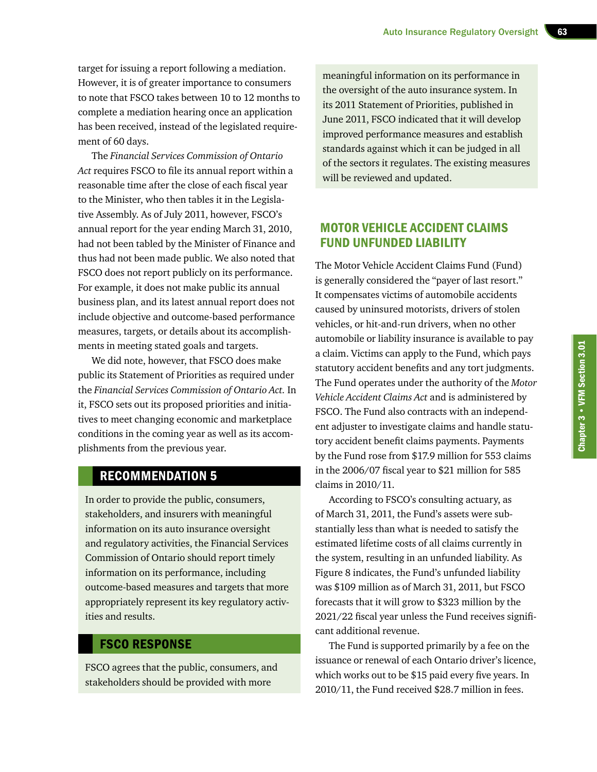target for issuing a report following a mediation. However, it is of greater importance to consumers to note that FSCO takes between 10 to 12 months to complete a mediation hearing once an application has been received, instead of the legislated requirement of 60 days.

The *Financial Services Commission of Ontario Act* requires FSCO to file its annual report within a reasonable time after the close of each fiscal year to the Minister, who then tables it in the Legislative Assembly. As of July 2011, however, FSCO's annual report for the year ending March 31, 2010, had not been tabled by the Minister of Finance and thus had not been made public. We also noted that FSCO does not report publicly on its performance. For example, it does not make public its annual business plan, and its latest annual report does not include objective and outcome-based performance measures, targets, or details about its accomplishments in meeting stated goals and targets.

We did note, however, that FSCO does make public its Statement of Priorities as required under the *Financial Services Commission of Ontario Act.* In it, FSCO sets out its proposed priorities and initiatives to meet changing economic and marketplace conditions in the coming year as well as its accomplishments from the previous year.

## RECOMMENDATION 5

In order to provide the public, consumers, stakeholders, and insurers with meaningful information on its auto insurance oversight and regulatory activities, the Financial Services Commission of Ontario should report timely information on its performance, including outcome-based measures and targets that more appropriately represent its key regulatory activities and results.

## FSCO RESPONSE

FSCO agrees that the public, consumers, and stakeholders should be provided with more meaningful information on its performance in the oversight of the auto insurance system. In its 2011 Statement of Priorities, published in June 2011, FSCO indicated that it will develop improved performance measures and establish standards against which it can be judged in all of the sectors it regulates. The existing measures will be reviewed and updated.

## MOTOR VEHICLE ACCIDENT CLAIMS FUND UNFUNDED LIABILITY

The Motor Vehicle Accident Claims Fund (Fund) is generally considered the "payer of last resort." It compensates victims of automobile accidents caused by uninsured motorists, drivers of stolen vehicles, or hit-and-run drivers, when no other automobile or liability insurance is available to pay a claim. Victims can apply to the Fund, which pays statutory accident benefits and any tort judgments. The Fund operates under the authority of the *Motor Vehicle Accident Claims Act* and is administered by FSCO. The Fund also contracts with an independent adjuster to investigate claims and handle statutory accident benefit claims payments. Payments by the Fund rose from $17.9 million for 553 claims in the 2006/07 fiscal year to $21 million for 585 claims in 2010/11.

According to FSCO's consulting actuary, as of March 31, 2011, the Fund's assets were substantially less than what is needed to satisfy the estimated lifetime costs of all claims currently in the system, resulting in an unfunded liability. As Figure 8 indicates, the Fund's unfunded liability was $109 million as of March 31, 2011, but FSCO forecasts that it will grow to $323 million by the 2021/22 fiscal year unless the Fund receives significant additional revenue.

The Fund is supported primarily by a fee on the issuance or renewal of each Ontario driver's licence, which works out to be $15 paid every five years. In 2010/11, the Fund received $28.7 million in fees.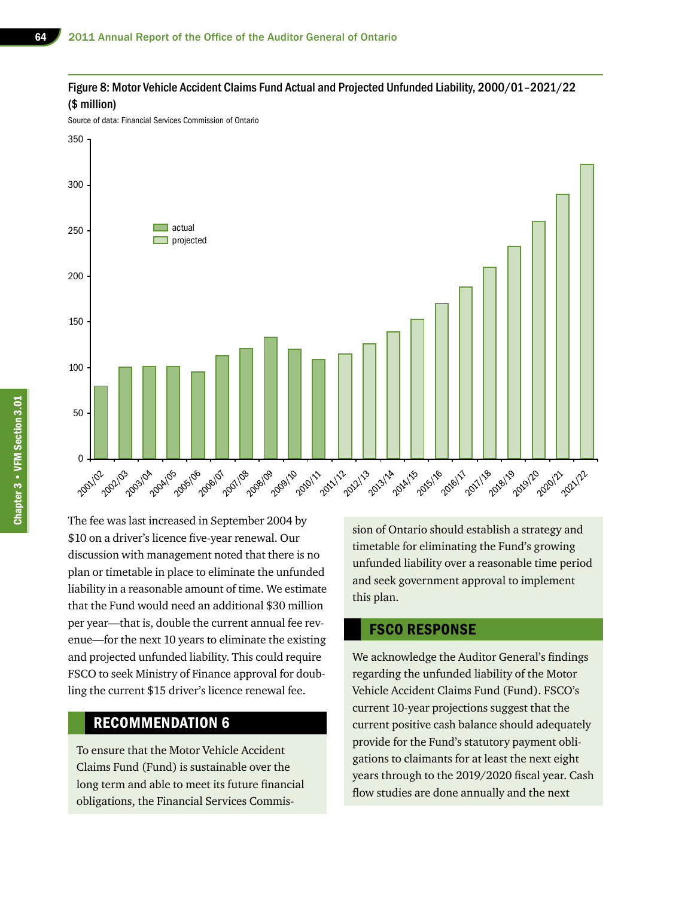Figure 8: Motor Vehicle Accident Claims Fund Actual and Projected Unfunded Liability, 2000/01–2021/22 ($ million)

Source of data: Financial Services Commission of Ontario

The fee was last increased in September 2004 by $10 on a driver's licence five-year renewal. Our discussion with management noted that there is no plan or timetable in place to eliminate the unfunded liability in a reasonable amount of time. We estimate that the Fund would need an additional $30 million per year—that is, double the current annual fee revenue—for the next 10 years to eliminate the existing and projected unfunded liability. This could require FSCO to seek Ministry of Finance approval for doubling the current $15 driver's licence renewal fee.

## RECOMMENDATION 6

To ensure that the Motor Vehicle Accident Claims Fund (Fund) is sustainable over the long term and able to meet its future financial obligations, the Financial Services Commission of Ontario should establish a strategy and timetable for eliminating the Fund's growing unfunded liability over a reasonable time period and seek government approval to implement this plan.

## FSCO RESPONSE

We acknowledge the Auditor General's findings regarding the unfunded liability of the Motor Vehicle Accident Claims Fund (Fund). FSCO's current 10-year projections suggest that the current positive cash balance should adequately provide for the Fund's statutory payment obligations to claimants for at least the next eight years through to the 2019/2020 fiscal year. Cash flow studies are done annually and the next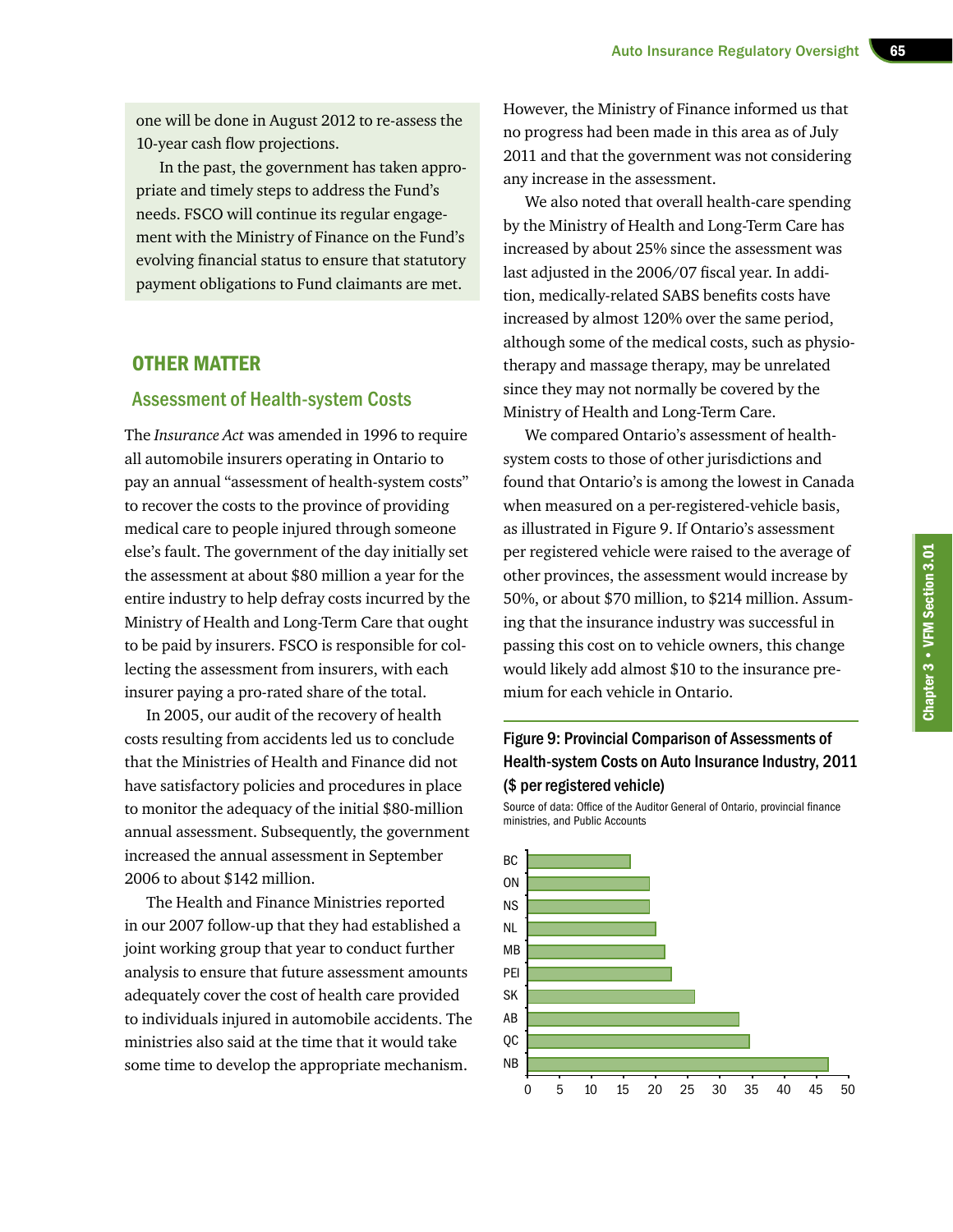one will be done in August 2012 to re-assess the 10-year cash flow projections.

In the past, the government has taken appropriate and timely steps to address the Fund's needs. FSCO will continue its regular engagement with the Ministry of Finance on the Fund's evolving financial status to ensure that statutory payment obligations to Fund claimants are met.

## OTHER MATTER

### Assessment of Health-system Costs

The *Insurance Act* was amended in 1996 to require all automobile insurers operating in Ontario to pay an annual "assessment of health-system costs" to recover the costs to the province of providing medical care to people injured through someone else's fault. The government of the day initially set the assessment at about $80 million a year for the entire industry to help defray costs incurred by the Ministry of Health and Long-Term Care that ought to be paid by insurers. FSCO is responsible for collecting the assessment from insurers, with each insurer paying a pro-rated share of the total.

In 2005, our audit of the recovery of health costs resulting from accidents led us to conclude that the Ministries of Health and Finance did not have satisfactory policies and procedures in place to monitor the adequacy of the initial $80-million annual assessment. Subsequently, the government increased the annual assessment in September 2006 to about $142 million.

The Health and Finance Ministries reported in our 2007 follow-up that they had established a joint working group that year to conduct further analysis to ensure that future assessment amounts adequately cover the cost of health care provided to individuals injured in automobile accidents. The ministries also said at the time that it would take some time to develop the appropriate mechanism. However, the Ministry of Finance informed us that no progress had been made in this area as of July 2011 and that the government was not considering any increase in the assessment.

We also noted that overall health-care spending by the Ministry of Health and Long-Term Care has increased by about 25% since the assessment was last adjusted in the 2006/07 fiscal year. In addition, medically-related SABS benefits costs have increased by almost 120% over the same period, although some of the medical costs, such as physiotherapy and massage therapy, may be unrelated since they may not normally be covered by the Ministry of Health and Long-Term Care.

We compared Ontario's assessment of health-system costs to those of other jurisdictions and found that Ontario's is among the lowest in Canada when measured on a per-registered-vehicle basis, as illustrated in Figure 9. If Ontario's assessment per registered vehicle were raised to the average of other provinces, the assessment would increase by 50%, or about $70 million, to $214 million. Assuming that the insurance industry was successful in passing this cost on to vehicle owners, this change would likely add almost $10 to the insurance premium for each vehicle in Ontario.

**Figure 9: Provincial Comparison of Assessments of Health-system Costs on Auto Insurance Industry, 2011 ($ per registered vehicle)**

Source of data: Office of the Auditor General of Ontario, provincial finance ministries, and Public Accounts

| Province | $ per registered vehicle (approx.) |
|---|---|
| BC | 16 |
| ON | 19 |
| NS | 19 |
| NL | 20 |
| MB | 21.5 |
| PEI | 22.5 |
| SK | 26 |
| AB | 33 |
| QC | 34.5 |
| NB | 47 |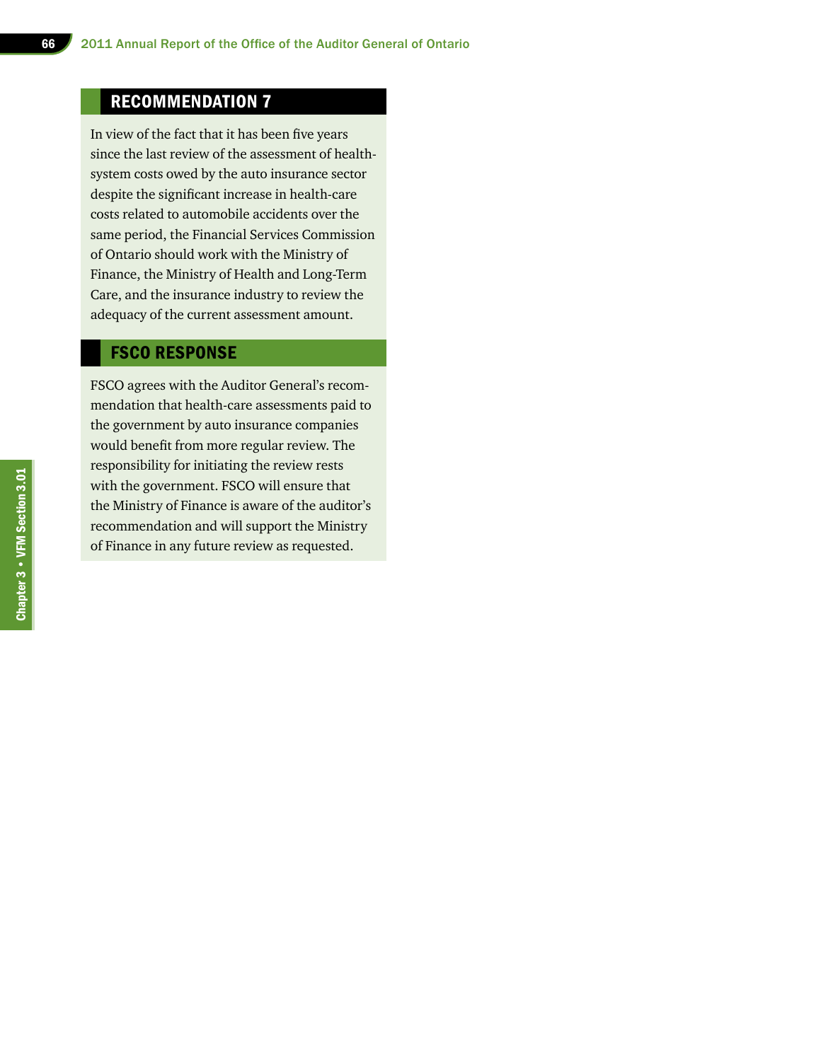## RECOMMENDATION 7

In view of the fact that it has been five years since the last review of the assessment of health-system costs owed by the auto insurance sector despite the significant increase in health-care costs related to automobile accidents over the same period, the Financial Services Commission of Ontario should work with the Ministry of Finance, the Ministry of Health and Long-Term Care, and the insurance industry to review the adequacy of the current assessment amount.

## FSCO RESPONSE

FSCO agrees with the Auditor General's recommendation that health-care assessments paid to the government by auto insurance companies would benefit from more regular review. The responsibility for initiating the review rests with the government. FSCO will ensure that the Ministry of Finance is aware of the auditor's recommendation and will support the Ministry of Finance in any future review as requested.